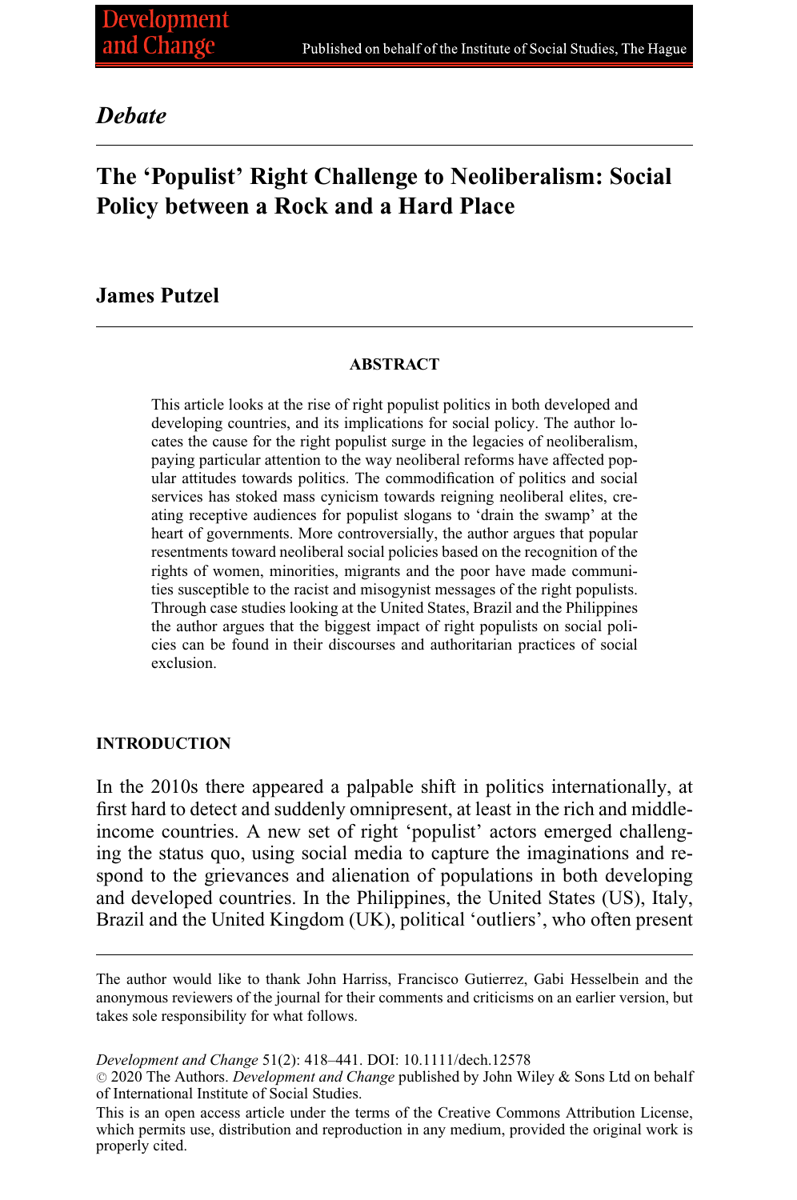*Debate*

# The 'Populist' Right Challenge to Neoliberalism: Social Policy between a Rock and a Hard Place

**James Putzel**

## ABSTRACT

This article looks at the rise of right populist politics in both developed and developing countries, and its implications for social policy. The author locates the cause for the right populist surge in the legacies of neoliberalism, paying particular attention to the way neoliberal reforms have affected popular attitudes towards politics. The commodification of politics and social services has stoked mass cynicism towards reigning neoliberal elites, creating receptive audiences for populist slogans to 'drain the swamp' at the heart of governments. More controversially, the author argues that popular resentments toward neoliberal social policies based on the recognition of the rights of women, minorities, migrants and the poor have made communities susceptible to the racist and misogynist messages of the right populists. Through case studies looking at the United States, Brazil and the Philippines the author argues that the biggest impact of right populists on social policies can be found in their discourses and authoritarian practices of social exclusion.

## INTRODUCTION

In the 2010s there appeared a palpable shift in politics internationally, at first hard to detect and suddenly omnipresent, at least in the rich and middle-income countries. A new set of right 'populist' actors emerged challenging the status quo, using social media to capture the imaginations and respond to the grievances and alienation of populations in both developing and developed countries. In the Philippines, the United States (US), Italy, Brazil and the United Kingdom (UK), political 'outliers', who often present

The author would like to thank John Harriss, Francisco Gutierrez, Gabi Hesselbein and the anonymous reviewers of the journal for their comments and criticisms on an earlier version, but takes sole responsibility for what follows.

*Development and Change* 51(2): 418–441. DOI: 10.1111/dech.12578
© 2020 The Authors. *Development and Change* published by John Wiley & Sons Ltd on behalf of International Institute of Social Studies.
This is an open access article under the terms of the Creative Commons Attribution License, which permits use, distribution and reproduction in any medium, provided the original work is properly cited.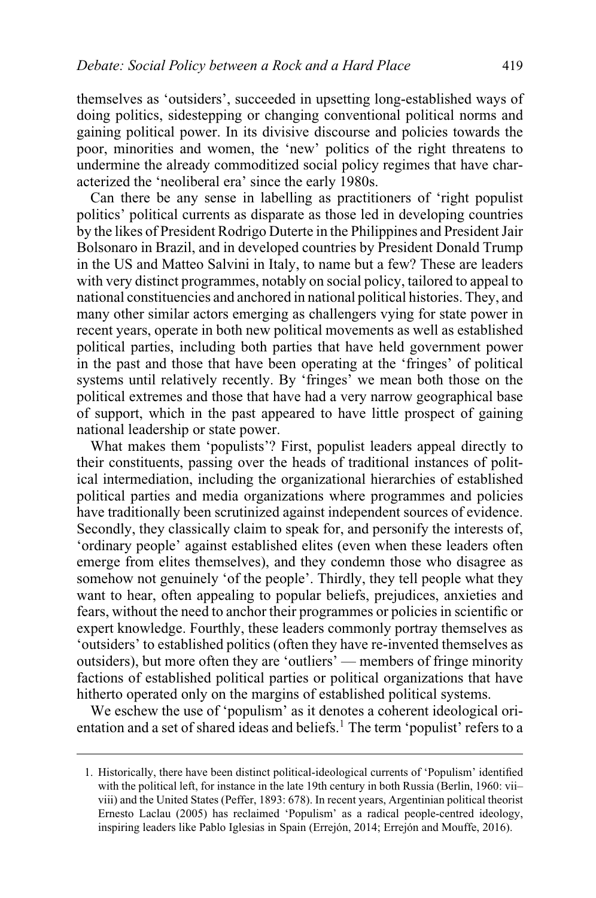themselves as 'outsiders', succeeded in upsetting long-established ways of doing politics, sidestepping or changing conventional political norms and gaining political power. In its divisive discourse and policies towards the poor, minorities and women, the 'new' politics of the right threatens to undermine the already commoditized social policy regimes that have characterized the 'neoliberal era' since the early 1980s.

Can there be any sense in labelling as practitioners of 'right populist politics' political currents as disparate as those led in developing countries by the likes of President Rodrigo Duterte in the Philippines and President Jair Bolsonaro in Brazil, and in developed countries by President Donald Trump in the US and Matteo Salvini in Italy, to name but a few? These are leaders with very distinct programmes, notably on social policy, tailored to appeal to national constituencies and anchored in national political histories. They, and many other similar actors emerging as challengers vying for state power in recent years, operate in both new political movements as well as established political parties, including both parties that have held government power in the past and those that have been operating at the 'fringes' of political systems until relatively recently. By 'fringes' we mean both those on the political extremes and those that have had a very narrow geographical base of support, which in the past appeared to have little prospect of gaining national leadership or state power.

What makes them 'populists'? First, populist leaders appeal directly to their constituents, passing over the heads of traditional instances of political intermediation, including the organizational hierarchies of established political parties and media organizations where programmes and policies have traditionally been scrutinized against independent sources of evidence. Secondly, they classically claim to speak for, and personify the interests of, 'ordinary people' against established elites (even when these leaders often emerge from elites themselves), and they condemn those who disagree as somehow not genuinely 'of the people'. Thirdly, they tell people what they want to hear, often appealing to popular beliefs, prejudices, anxieties and fears, without the need to anchor their programmes or policies in scientific or expert knowledge. Fourthly, these leaders commonly portray themselves as 'outsiders' to established politics (often they have re-invented themselves as outsiders), but more often they are 'outliers' — members of fringe minority factions of established political parties or political organizations that have hitherto operated only on the margins of established political systems.

We eschew the use of 'populism' as it denotes a coherent ideological orientation and a set of shared ideas and beliefs.[1] The term 'populist' refers to a

1. Historically, there have been distinct political-ideological currents of 'Populism' identified with the political left, for instance in the late 19th century in both Russia (Berlin, 1960: vii–viii) and the United States (Peffer, 1893: 678). In recent years, Argentinian political theorist Ernesto Laclau (2005) has reclaimed 'Populism' as a radical people-centred ideology, inspiring leaders like Pablo Iglesias in Spain (Errejón, 2014; Errejón and Mouffe, 2016).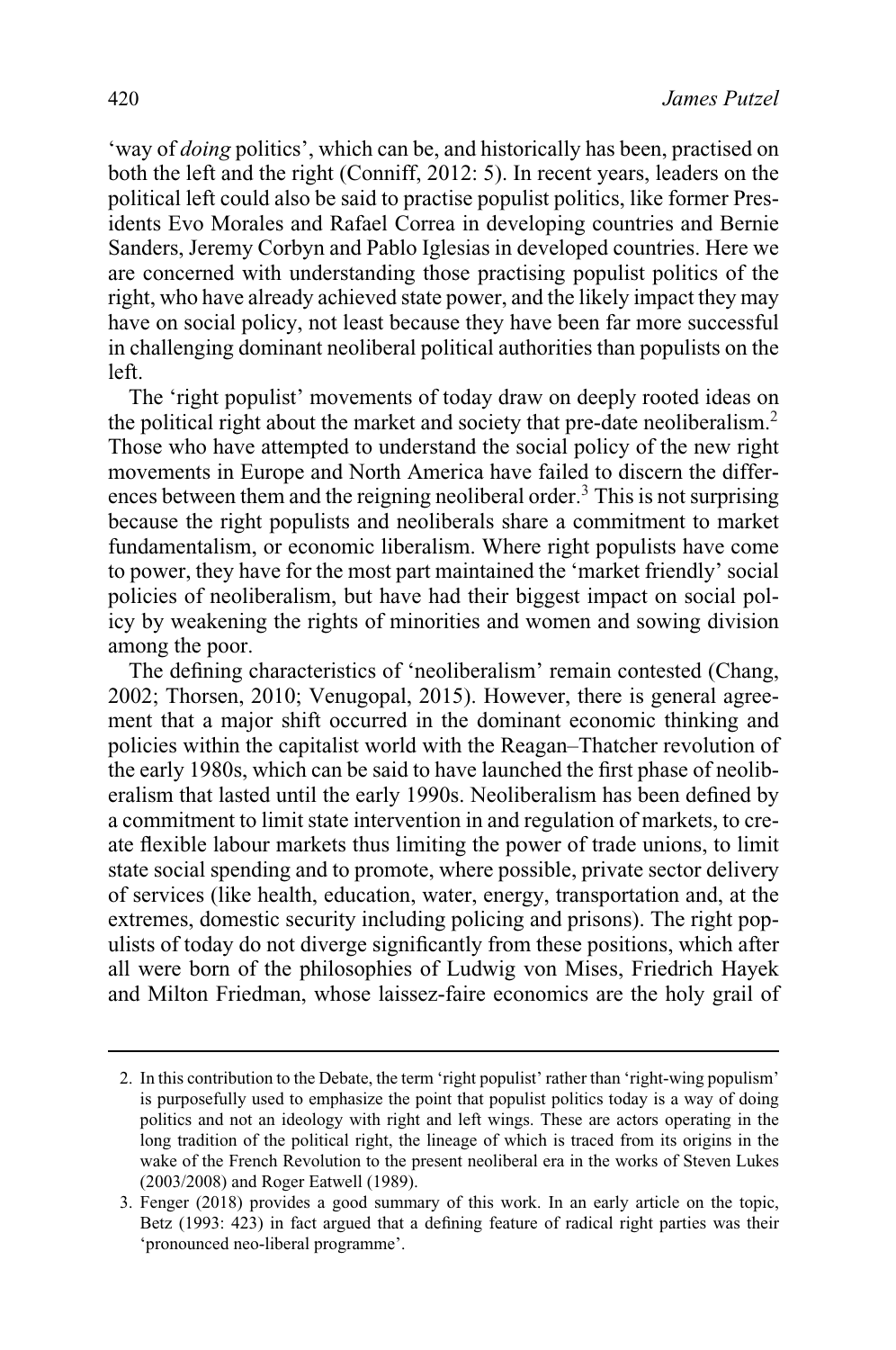'way of *doing* politics', which can be, and historically has been, practised on both the left and the right (Conniff, 2012: 5). In recent years, leaders on the political left could also be said to practise populist politics, like former Presidents Evo Morales and Rafael Correa in developing countries and Bernie Sanders, Jeremy Corbyn and Pablo Iglesias in developed countries. Here we are concerned with understanding those practising populist politics of the right, who have already achieved state power, and the likely impact they may have on social policy, not least because they have been far more successful in challenging dominant neoliberal political authorities than populists on the left.

The 'right populist' movements of today draw on deeply rooted ideas on the political right about the market and society that pre-date neoliberalism.[2] Those who have attempted to understand the social policy of the new right movements in Europe and North America have failed to discern the differences between them and the reigning neoliberal order.[3] This is not surprising because the right populists and neoliberals share a commitment to market fundamentalism, or economic liberalism. Where right populists have come to power, they have for the most part maintained the 'market friendly' social policies of neoliberalism, but have had their biggest impact on social policy by weakening the rights of minorities and women and sowing division among the poor.

The defining characteristics of 'neoliberalism' remain contested (Chang, 2002; Thorsen, 2010; Venugopal, 2015). However, there is general agreement that a major shift occurred in the dominant economic thinking and policies within the capitalist world with the Reagan–Thatcher revolution of the early 1980s, which can be said to have launched the first phase of neoliberalism that lasted until the early 1990s. Neoliberalism has been defined by a commitment to limit state intervention in and regulation of markets, to create flexible labour markets thus limiting the power of trade unions, to limit state social spending and to promote, where possible, private sector delivery of services (like health, education, water, energy, transportation and, at the extremes, domestic security including policing and prisons). The right populists of today do not diverge significantly from these positions, which after all were born of the philosophies of Ludwig von Mises, Friedrich Hayek and Milton Friedman, whose laissez-faire economics are the holy grail of

2. In this contribution to the Debate, the term 'right populist' rather than 'right-wing populism' is purposefully used to emphasize the point that populist politics today is a way of doing politics and not an ideology with right and left wings. These are actors operating in the long tradition of the political right, the lineage of which is traced from its origins in the wake of the French Revolution to the present neoliberal era in the works of Steven Lukes (2003/2008) and Roger Eatwell (1989).

3. Fenger (2018) provides a good summary of this work. In an early article on the topic, Betz (1993: 423) in fact argued that a defining feature of radical right parties was their 'pronounced neo-liberal programme'.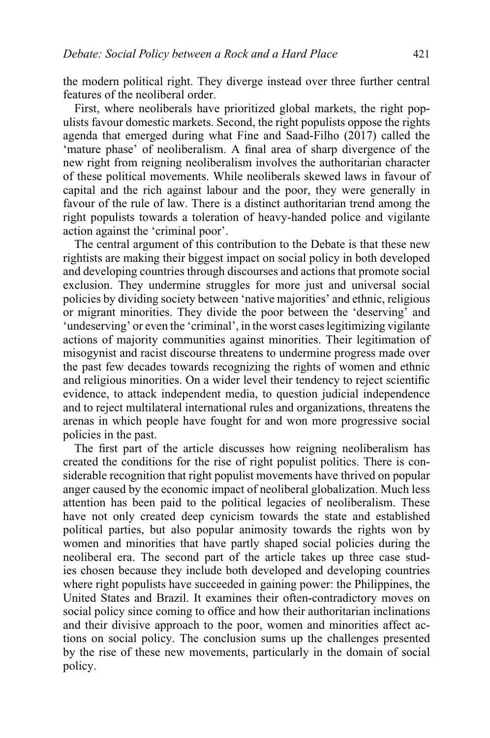the modern political right. They diverge instead over three further central features of the neoliberal order.

First, where neoliberals have prioritized global markets, the right populists favour domestic markets. Second, the right populists oppose the rights agenda that emerged during what Fine and Saad-Filho (2017) called the 'mature phase' of neoliberalism. A final area of sharp divergence of the new right from reigning neoliberalism involves the authoritarian character of these political movements. While neoliberals skewed laws in favour of capital and the rich against labour and the poor, they were generally in favour of the rule of law. There is a distinct authoritarian trend among the right populists towards a toleration of heavy-handed police and vigilante action against the 'criminal poor'.

The central argument of this contribution to the Debate is that these new rightists are making their biggest impact on social policy in both developed and developing countries through discourses and actions that promote social exclusion. They undermine struggles for more just and universal social policies by dividing society between 'native majorities' and ethnic, religious or migrant minorities. They divide the poor between the 'deserving' and 'undeserving' or even the 'criminal', in the worst cases legitimizing vigilante actions of majority communities against minorities. Their legitimation of misogynist and racist discourse threatens to undermine progress made over the past few decades towards recognizing the rights of women and ethnic and religious minorities. On a wider level their tendency to reject scientific evidence, to attack independent media, to question judicial independence and to reject multilateral international rules and organizations, threatens the arenas in which people have fought for and won more progressive social policies in the past.

The first part of the article discusses how reigning neoliberalism has created the conditions for the rise of right populist politics. There is considerable recognition that right populist movements have thrived on popular anger caused by the economic impact of neoliberal globalization. Much less attention has been paid to the political legacies of neoliberalism. These have not only created deep cynicism towards the state and established political parties, but also popular animosity towards the rights won by women and minorities that have partly shaped social policies during the neoliberal era. The second part of the article takes up three case studies chosen because they include both developed and developing countries where right populists have succeeded in gaining power: the Philippines, the United States and Brazil. It examines their often-contradictory moves on social policy since coming to office and how their authoritarian inclinations and their divisive approach to the poor, women and minorities affect actions on social policy. The conclusion sums up the challenges presented by the rise of these new movements, particularly in the domain of social policy.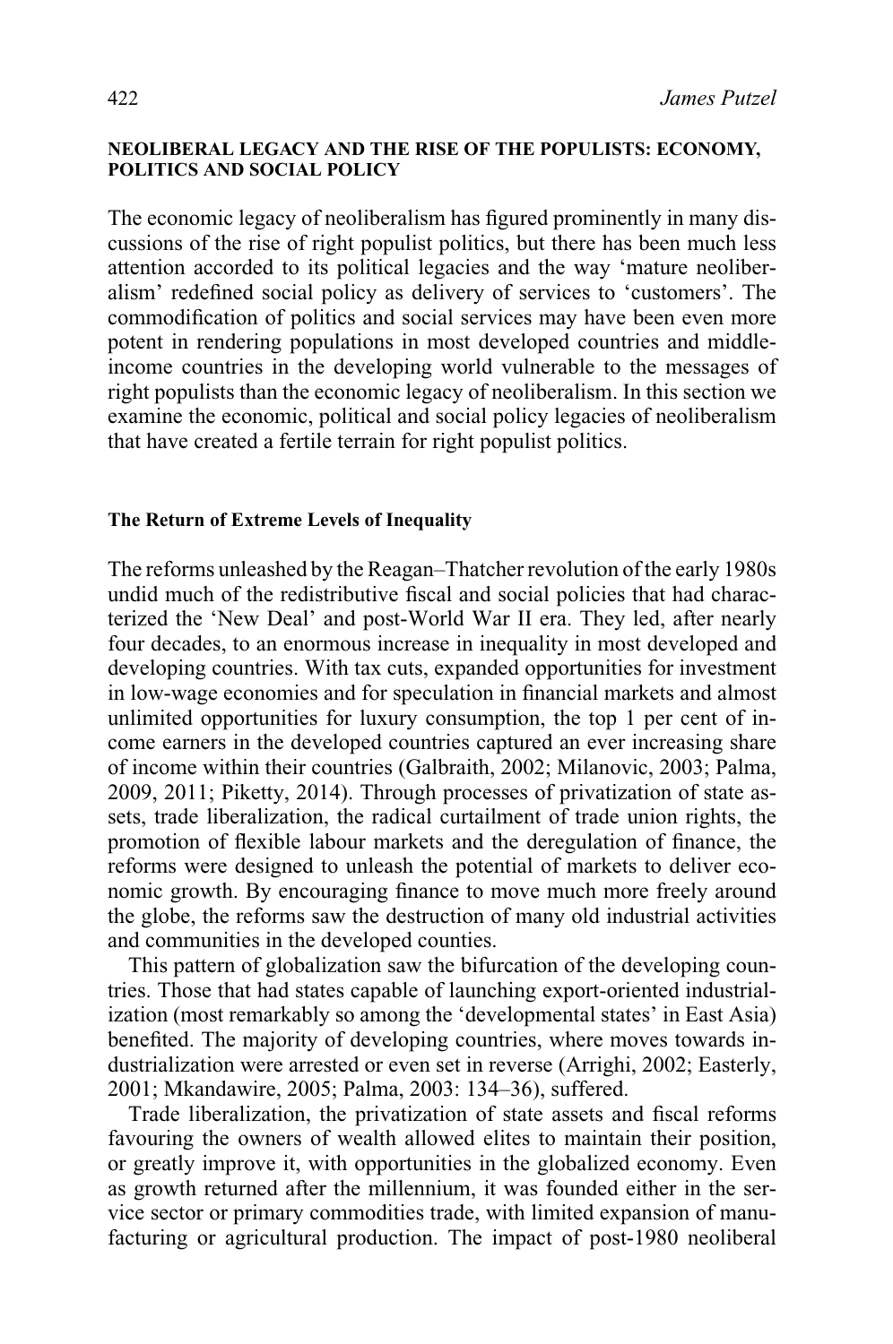## NEOLIBERAL LEGACY AND THE RISE OF THE POPULISTS: ECONOMY, POLITICS AND SOCIAL POLICY

The economic legacy of neoliberalism has figured prominently in many discussions of the rise of right populist politics, but there has been much less attention accorded to its political legacies and the way 'mature neoliberalism' redefined social policy as delivery of services to 'customers'. The commodification of politics and social services may have been even more potent in rendering populations in most developed countries and middle-income countries in the developing world vulnerable to the messages of right populists than the economic legacy of neoliberalism. In this section we examine the economic, political and social policy legacies of neoliberalism that have created a fertile terrain for right populist politics.

### The Return of Extreme Levels of Inequality

The reforms unleashed by the Reagan–Thatcher revolution of the early 1980s undid much of the redistributive fiscal and social policies that had characterized the 'New Deal' and post-World War II era. They led, after nearly four decades, to an enormous increase in inequality in most developed and developing countries. With tax cuts, expanded opportunities for investment in low-wage economies and for speculation in financial markets and almost unlimited opportunities for luxury consumption, the top 1 per cent of income earners in the developed countries captured an ever increasing share of income within their countries (Galbraith, 2002; Milanovic, 2003; Palma, 2009, 2011; Piketty, 2014). Through processes of privatization of state assets, trade liberalization, the radical curtailment of trade union rights, the promotion of flexible labour markets and the deregulation of finance, the reforms were designed to unleash the potential of markets to deliver economic growth. By encouraging finance to move much more freely around the globe, the reforms saw the destruction of many old industrial activities and communities in the developed counties.

This pattern of globalization saw the bifurcation of the developing countries. Those that had states capable of launching export-oriented industrialization (most remarkably so among the 'developmental states' in East Asia) benefited. The majority of developing countries, where moves towards industrialization were arrested or even set in reverse (Arrighi, 2002; Easterly, 2001; Mkandawire, 2005; Palma, 2003: 134–36), suffered.

Trade liberalization, the privatization of state assets and fiscal reforms favouring the owners of wealth allowed elites to maintain their position, or greatly improve it, with opportunities in the globalized economy. Even as growth returned after the millennium, it was founded either in the service sector or primary commodities trade, with limited expansion of manufacturing or agricultural production. The impact of post-1980 neoliberal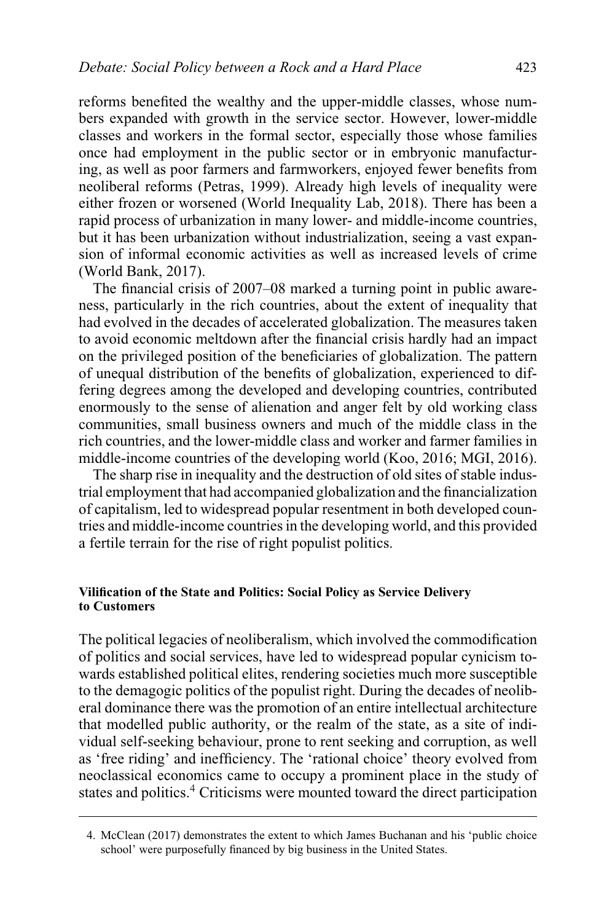reforms benefited the wealthy and the upper-middle classes, whose numbers expanded with growth in the service sector. However, lower-middle classes and workers in the formal sector, especially those whose families once had employment in the public sector or in embryonic manufacturing, as well as poor farmers and farmworkers, enjoyed fewer benefits from neoliberal reforms (Petras, 1999). Already high levels of inequality were either frozen or worsened (World Inequality Lab, 2018). There has been a rapid process of urbanization in many lower- and middle-income countries, but it has been urbanization without industrialization, seeing a vast expansion of informal economic activities as well as increased levels of crime (World Bank, 2017).

The financial crisis of 2007–08 marked a turning point in public awareness, particularly in the rich countries, about the extent of inequality that had evolved in the decades of accelerated globalization. The measures taken to avoid economic meltdown after the financial crisis hardly had an impact on the privileged position of the beneficiaries of globalization. The pattern of unequal distribution of the benefits of globalization, experienced to differing degrees among the developed and developing countries, contributed enormously to the sense of alienation and anger felt by old working class communities, small business owners and much of the middle class in the rich countries, and the lower-middle class and worker and farmer families in middle-income countries of the developing world (Koo, 2016; MGI, 2016).

The sharp rise in inequality and the destruction of old sites of stable industrial employment that had accompanied globalization and the financialization of capitalism, led to widespread popular resentment in both developed countries and middle-income countries in the developing world, and this provided a fertile terrain for the rise of right populist politics.

### Vilification of the State and Politics: Social Policy as Service Delivery to Customers

The political legacies of neoliberalism, which involved the commodification of politics and social services, have led to widespread popular cynicism towards established political elites, rendering societies much more susceptible to the demagogic politics of the populist right. During the decades of neoliberal dominance there was the promotion of an entire intellectual architecture that modelled public authority, or the realm of the state, as a site of individual self-seeking behaviour, prone to rent seeking and corruption, as well as 'free riding' and inefficiency. The 'rational choice' theory evolved from neoclassical economics came to occupy a prominent place in the study of states and politics.[4] Criticisms were mounted toward the direct participation

4. McClean (2017) demonstrates the extent to which James Buchanan and his 'public choice school' were purposefully financed by big business in the United States.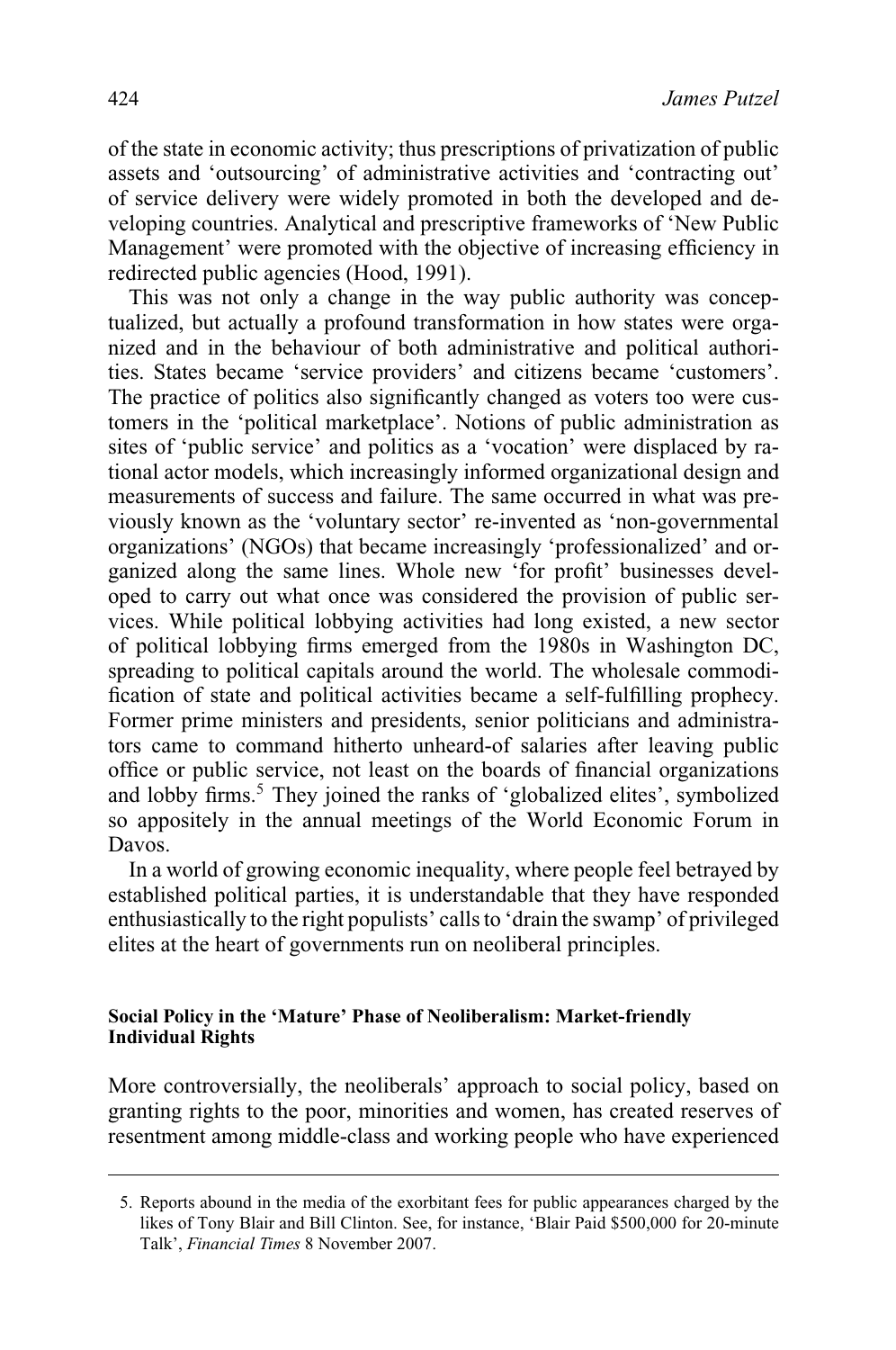of the state in economic activity; thus prescriptions of privatization of public assets and 'outsourcing' of administrative activities and 'contracting out' of service delivery were widely promoted in both the developed and developing countries. Analytical and prescriptive frameworks of 'New Public Management' were promoted with the objective of increasing efficiency in redirected public agencies (Hood, 1991).

This was not only a change in the way public authority was conceptualized, but actually a profound transformation in how states were organized and in the behaviour of both administrative and political authorities. States became 'service providers' and citizens became 'customers'. The practice of politics also significantly changed as voters too were customers in the 'political marketplace'. Notions of public administration as sites of 'public service' and politics as a 'vocation' were displaced by rational actor models, which increasingly informed organizational design and measurements of success and failure. The same occurred in what was previously known as the 'voluntary sector' re-invented as 'non-governmental organizations' (NGOs) that became increasingly 'professionalized' and organized along the same lines. Whole new 'for profit' businesses developed to carry out what once was considered the provision of public services. While political lobbying activities had long existed, a new sector of political lobbying firms emerged from the 1980s in Washington DC, spreading to political capitals around the world. The wholesale commodification of state and political activities became a self-fulfilling prophecy. Former prime ministers and presidents, senior politicians and administrators came to command hitherto unheard-of salaries after leaving public office or public service, not least on the boards of financial organizations and lobby firms.[5] They joined the ranks of 'globalized elites', symbolized so appositely in the annual meetings of the World Economic Forum in Davos.

In a world of growing economic inequality, where people feel betrayed by established political parties, it is understandable that they have responded enthusiastically to the right populists' calls to 'drain the swamp' of privileged elites at the heart of governments run on neoliberal principles.

#### Social Policy in the 'Mature' Phase of Neoliberalism: Market-friendly Individual Rights

More controversially, the neoliberals' approach to social policy, based on granting rights to the poor, minorities and women, has created reserves of resentment among middle-class and working people who have experienced

5. Reports abound in the media of the exorbitant fees for public appearances charged by the likes of Tony Blair and Bill Clinton. See, for instance, 'Blair Paid $500,000 for 20-minute Talk', *Financial Times* 8 November 2007.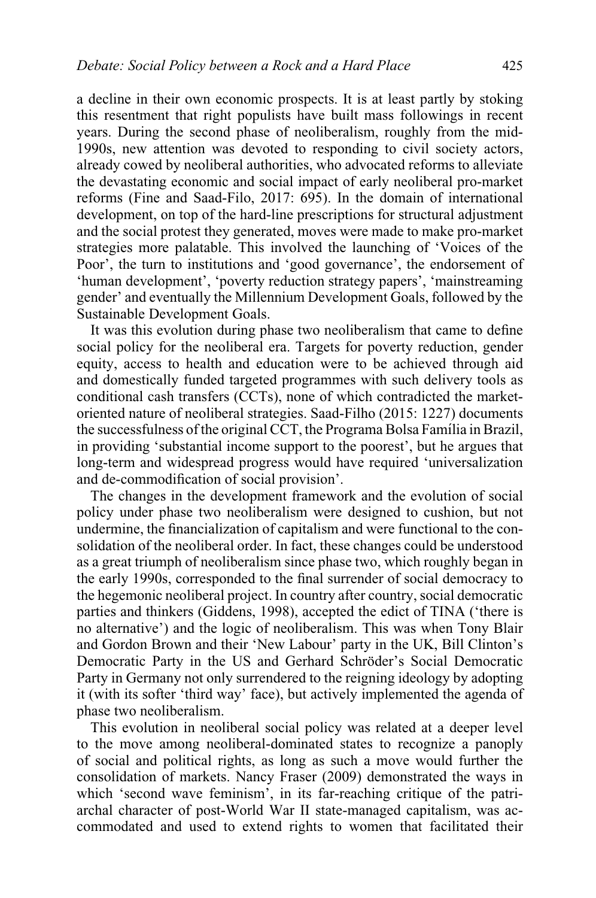a decline in their own economic prospects. It is at least partly by stoking this resentment that right populists have built mass followings in recent years. During the second phase of neoliberalism, roughly from the mid-1990s, new attention was devoted to responding to civil society actors, already cowed by neoliberal authorities, who advocated reforms to alleviate the devastating economic and social impact of early neoliberal pro-market reforms (Fine and Saad-Filo, 2017: 695). In the domain of international development, on top of the hard-line prescriptions for structural adjustment and the social protest they generated, moves were made to make pro-market strategies more palatable. This involved the launching of 'Voices of the Poor', the turn to institutions and 'good governance', the endorsement of 'human development', 'poverty reduction strategy papers', 'mainstreaming gender' and eventually the Millennium Development Goals, followed by the Sustainable Development Goals.

It was this evolution during phase two neoliberalism that came to define social policy for the neoliberal era. Targets for poverty reduction, gender equity, access to health and education were to be achieved through aid and domestically funded targeted programmes with such delivery tools as conditional cash transfers (CCTs), none of which contradicted the market-oriented nature of neoliberal strategies. Saad-Filho (2015: 1227) documents the successfulness of the original CCT, the Programa Bolsa Família in Brazil, in providing 'substantial income support to the poorest', but he argues that long-term and widespread progress would have required 'universalization and de-commodification of social provision'.

The changes in the development framework and the evolution of social policy under phase two neoliberalism were designed to cushion, but not undermine, the financialization of capitalism and were functional to the consolidation of the neoliberal order. In fact, these changes could be understood as a great triumph of neoliberalism since phase two, which roughly began in the early 1990s, corresponded to the final surrender of social democracy to the hegemonic neoliberal project. In country after country, social democratic parties and thinkers (Giddens, 1998), accepted the edict of TINA ('there is no alternative') and the logic of neoliberalism. This was when Tony Blair and Gordon Brown and their 'New Labour' party in the UK, Bill Clinton's Democratic Party in the US and Gerhard Schröder's Social Democratic Party in Germany not only surrendered to the reigning ideology by adopting it (with its softer 'third way' face), but actively implemented the agenda of phase two neoliberalism.

This evolution in neoliberal social policy was related at a deeper level to the move among neoliberal-dominated states to recognize a panoply of social and political rights, as long as such a move would further the consolidation of markets. Nancy Fraser (2009) demonstrated the ways in which 'second wave feminism', in its far-reaching critique of the patriarchal character of post-World War II state-managed capitalism, was accommodated and used to extend rights to women that facilitated their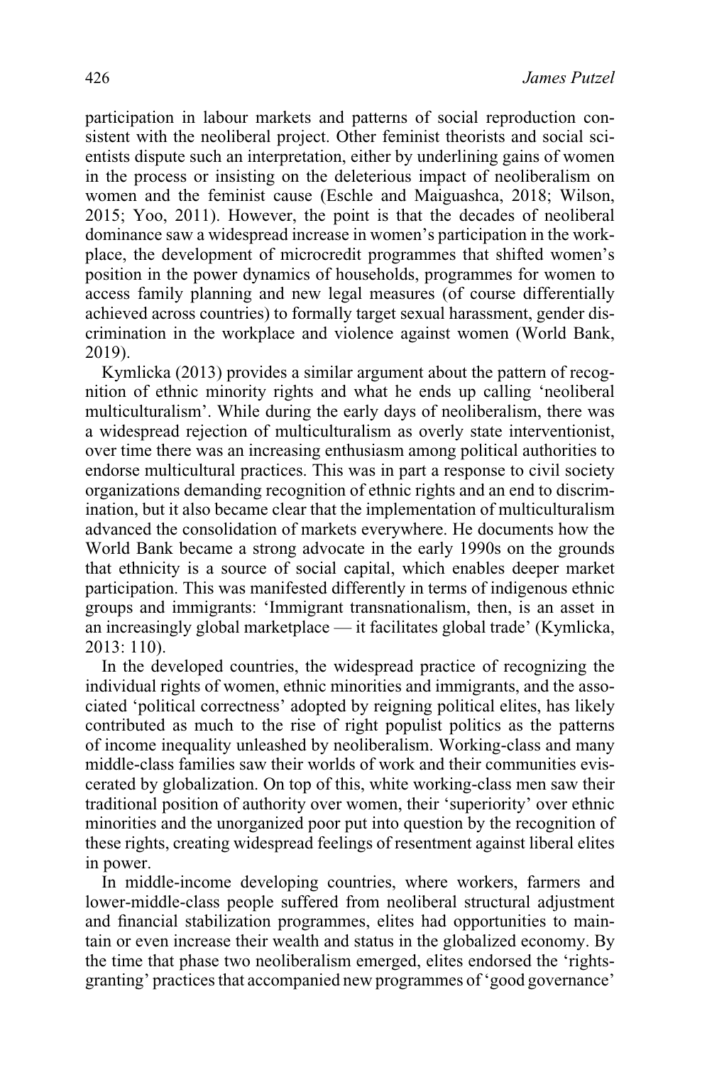participation in labour markets and patterns of social reproduction consistent with the neoliberal project. Other feminist theorists and social scientists dispute such an interpretation, either by underlining gains of women in the process or insisting on the deleterious impact of neoliberalism on women and the feminist cause (Eschle and Maiguashca, 2018; Wilson, 2015; Yoo, 2011). However, the point is that the decades of neoliberal dominance saw a widespread increase in women's participation in the workplace, the development of microcredit programmes that shifted women's position in the power dynamics of households, programmes for women to access family planning and new legal measures (of course differentially achieved across countries) to formally target sexual harassment, gender discrimination in the workplace and violence against women (World Bank, 2019).

Kymlicka (2013) provides a similar argument about the pattern of recognition of ethnic minority rights and what he ends up calling 'neoliberal multiculturalism'. While during the early days of neoliberalism, there was a widespread rejection of multiculturalism as overly state interventionist, over time there was an increasing enthusiasm among political authorities to endorse multicultural practices. This was in part a response to civil society organizations demanding recognition of ethnic rights and an end to discrimination, but it also became clear that the implementation of multiculturalism advanced the consolidation of markets everywhere. He documents how the World Bank became a strong advocate in the early 1990s on the grounds that ethnicity is a source of social capital, which enables deeper market participation. This was manifested differently in terms of indigenous ethnic groups and immigrants: 'Immigrant transnationalism, then, is an asset in an increasingly global marketplace — it facilitates global trade' (Kymlicka, 2013: 110).

In the developed countries, the widespread practice of recognizing the individual rights of women, ethnic minorities and immigrants, and the associated 'political correctness' adopted by reigning political elites, has likely contributed as much to the rise of right populist politics as the patterns of income inequality unleashed by neoliberalism. Working-class and many middle-class families saw their worlds of work and their communities eviscerated by globalization. On top of this, white working-class men saw their traditional position of authority over women, their 'superiority' over ethnic minorities and the unorganized poor put into question by the recognition of these rights, creating widespread feelings of resentment against liberal elites in power.

In middle-income developing countries, where workers, farmers and lower-middle-class people suffered from neoliberal structural adjustment and financial stabilization programmes, elites had opportunities to maintain or even increase their wealth and status in the globalized economy. By the time that phase two neoliberalism emerged, elites endorsed the 'rights-granting' practices that accompanied new programmes of 'good governance'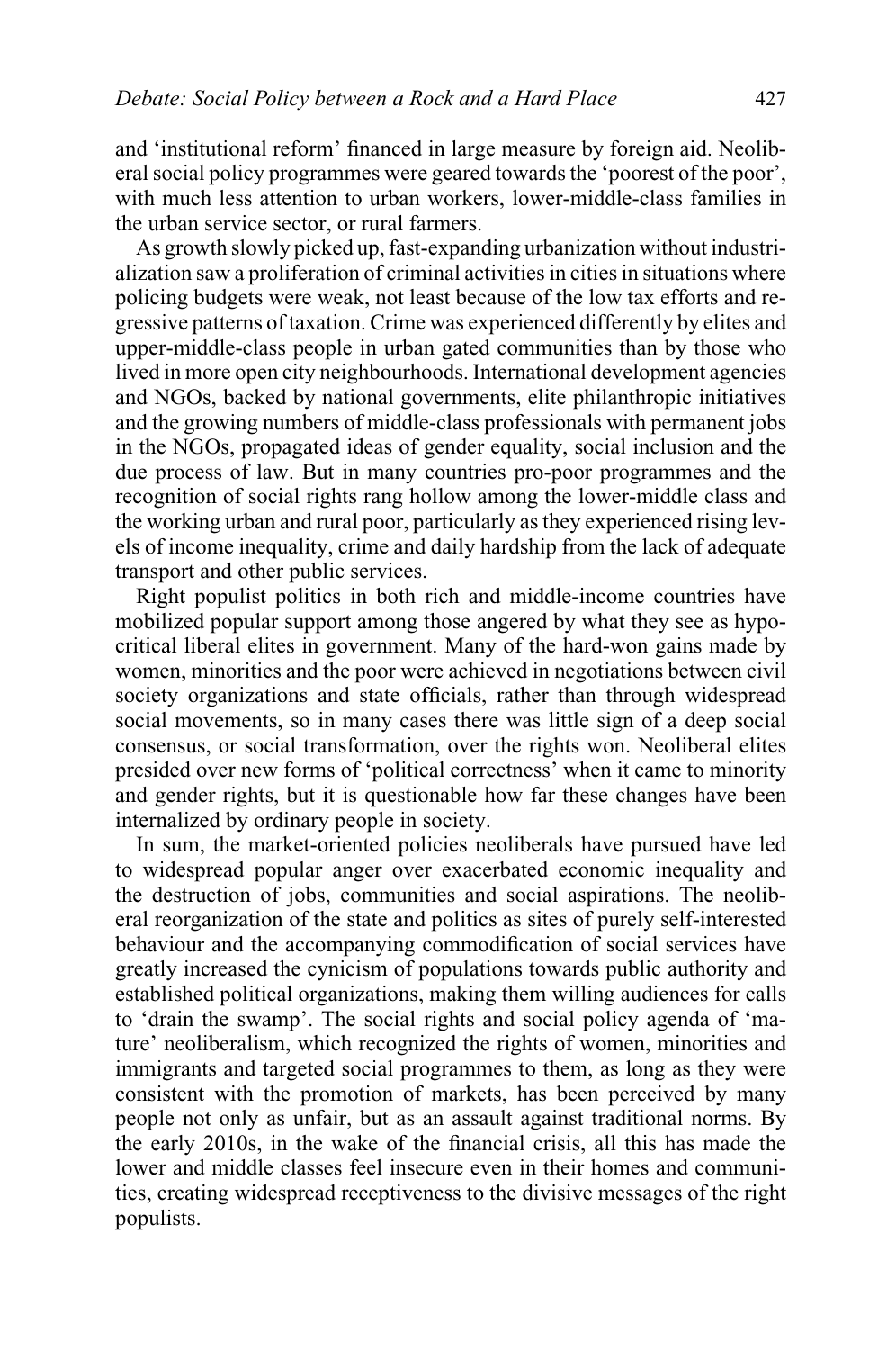and 'institutional reform' financed in large measure by foreign aid. Neoliberal social policy programmes were geared towards the 'poorest of the poor', with much less attention to urban workers, lower-middle-class families in the urban service sector, or rural farmers.

As growth slowly picked up, fast-expanding urbanization without industrialization saw a proliferation of criminal activities in cities in situations where policing budgets were weak, not least because of the low tax efforts and regressive patterns of taxation. Crime was experienced differently by elites and upper-middle-class people in urban gated communities than by those who lived in more open city neighbourhoods. International development agencies and NGOs, backed by national governments, elite philanthropic initiatives and the growing numbers of middle-class professionals with permanent jobs in the NGOs, propagated ideas of gender equality, social inclusion and the due process of law. But in many countries pro-poor programmes and the recognition of social rights rang hollow among the lower-middle class and the working urban and rural poor, particularly as they experienced rising levels of income inequality, crime and daily hardship from the lack of adequate transport and other public services.

Right populist politics in both rich and middle-income countries have mobilized popular support among those angered by what they see as hypocritical liberal elites in government. Many of the hard-won gains made by women, minorities and the poor were achieved in negotiations between civil society organizations and state officials, rather than through widespread social movements, so in many cases there was little sign of a deep social consensus, or social transformation, over the rights won. Neoliberal elites presided over new forms of 'political correctness' when it came to minority and gender rights, but it is questionable how far these changes have been internalized by ordinary people in society.

In sum, the market-oriented policies neoliberals have pursued have led to widespread popular anger over exacerbated economic inequality and the destruction of jobs, communities and social aspirations. The neoliberal reorganization of the state and politics as sites of purely self-interested behaviour and the accompanying commodification of social services have greatly increased the cynicism of populations towards public authority and established political organizations, making them willing audiences for calls to 'drain the swamp'. The social rights and social policy agenda of 'mature' neoliberalism, which recognized the rights of women, minorities and immigrants and targeted social programmes to them, as long as they were consistent with the promotion of markets, has been perceived by many people not only as unfair, but as an assault against traditional norms. By the early 2010s, in the wake of the financial crisis, all this has made the lower and middle classes feel insecure even in their homes and communities, creating widespread receptiveness to the divisive messages of the right populists.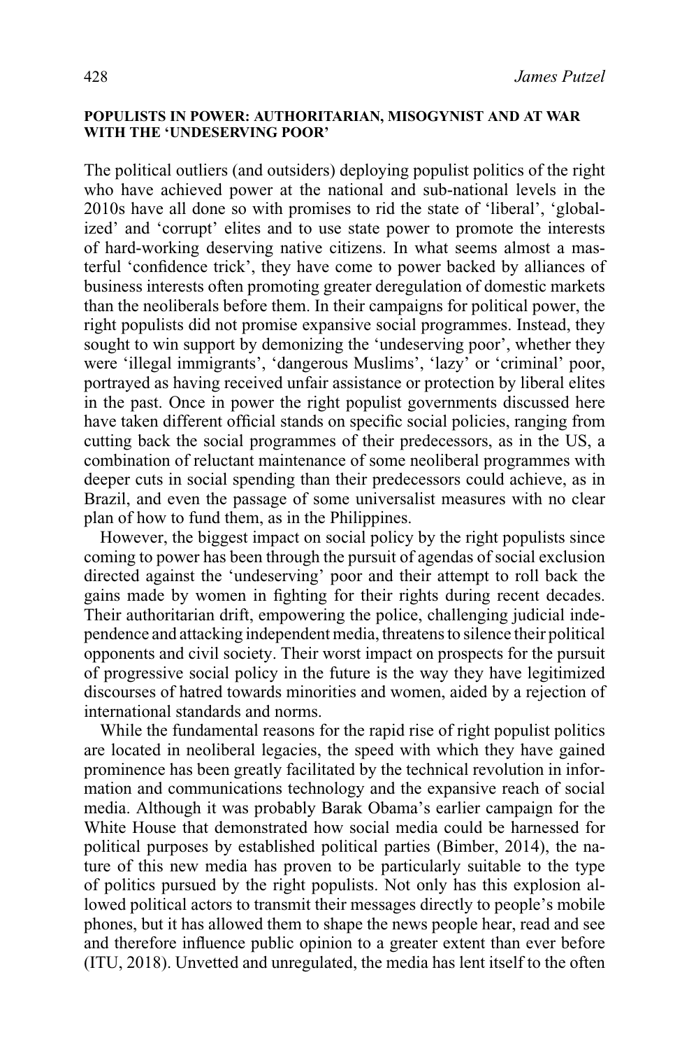### POPULISTS IN POWER: AUTHORITARIAN, MISOGYNIST AND AT WAR WITH THE 'UNDESERVING POOR'

The political outliers (and outsiders) deploying populist politics of the right who have achieved power at the national and sub-national levels in the 2010s have all done so with promises to rid the state of 'liberal', 'globalized' and 'corrupt' elites and to use state power to promote the interests of hard-working deserving native citizens. In what seems almost a masterful 'confidence trick', they have come to power backed by alliances of business interests often promoting greater deregulation of domestic markets than the neoliberals before them. In their campaigns for political power, the right populists did not promise expansive social programmes. Instead, they sought to win support by demonizing the 'undeserving poor', whether they were 'illegal immigrants', 'dangerous Muslims', 'lazy' or 'criminal' poor, portrayed as having received unfair assistance or protection by liberal elites in the past. Once in power the right populist governments discussed here have taken different official stands on specific social policies, ranging from cutting back the social programmes of their predecessors, as in the US, a combination of reluctant maintenance of some neoliberal programmes with deeper cuts in social spending than their predecessors could achieve, as in Brazil, and even the passage of some universalist measures with no clear plan of how to fund them, as in the Philippines.

However, the biggest impact on social policy by the right populists since coming to power has been through the pursuit of agendas of social exclusion directed against the 'undeserving' poor and their attempt to roll back the gains made by women in fighting for their rights during recent decades. Their authoritarian drift, empowering the police, challenging judicial independence and attacking independent media, threatens to silence their political opponents and civil society. Their worst impact on prospects for the pursuit of progressive social policy in the future is the way they have legitimized discourses of hatred towards minorities and women, aided by a rejection of international standards and norms.

While the fundamental reasons for the rapid rise of right populist politics are located in neoliberal legacies, the speed with which they have gained prominence has been greatly facilitated by the technical revolution in information and communications technology and the expansive reach of social media. Although it was probably Barak Obama's earlier campaign for the White House that demonstrated how social media could be harnessed for political purposes by established political parties (Bimber, 2014), the nature of this new media has proven to be particularly suitable to the type of politics pursued by the right populists. Not only has this explosion allowed political actors to transmit their messages directly to people's mobile phones, but it has allowed them to shape the news people hear, read and see and therefore influence public opinion to a greater extent than ever before (ITU, 2018). Unvetted and unregulated, the media has lent itself to the often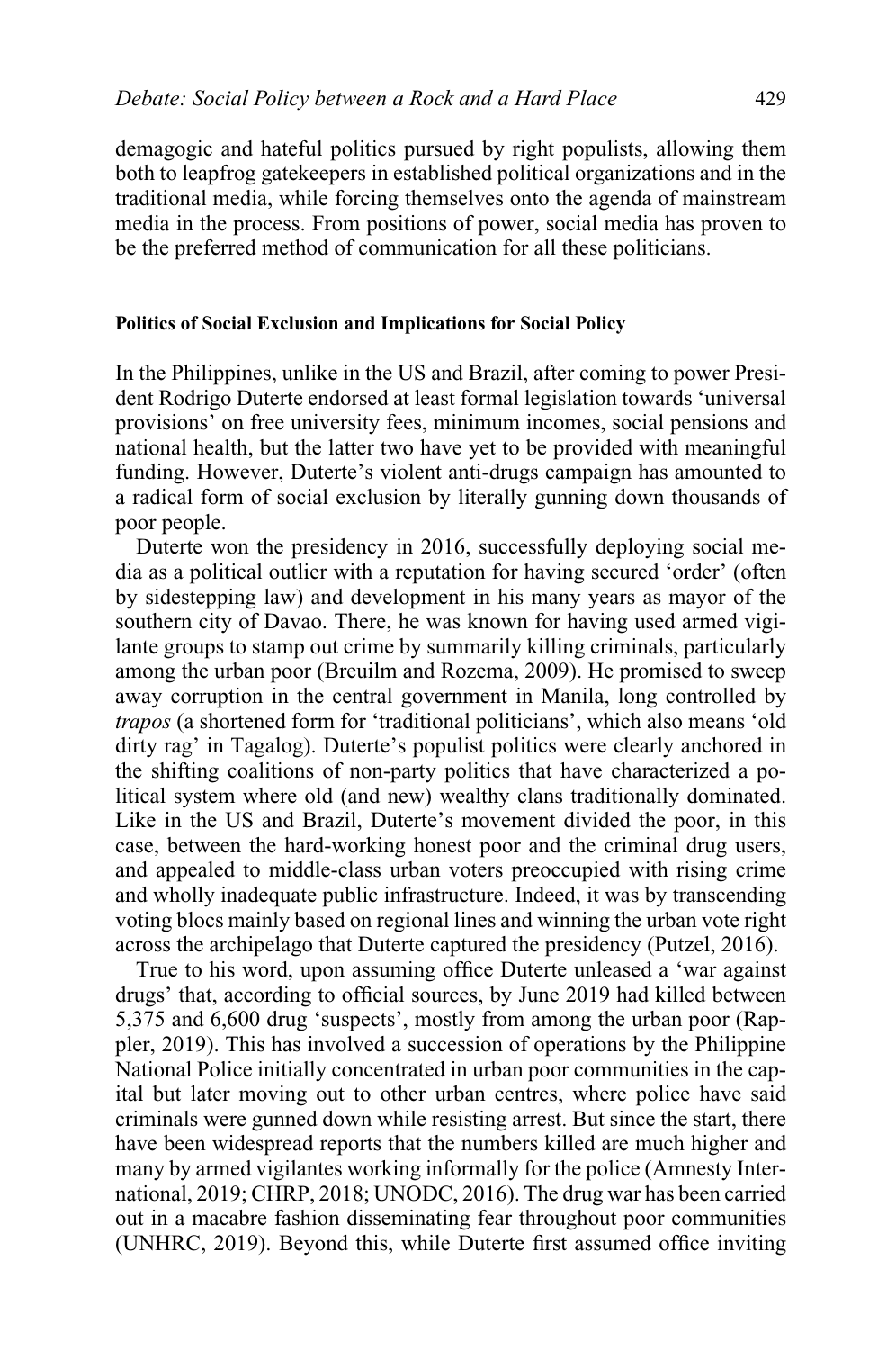demagogic and hateful politics pursued by right populists, allowing them both to leapfrog gatekeepers in established political organizations and in the traditional media, while forcing themselves onto the agenda of mainstream media in the process. From positions of power, social media has proven to be the preferred method of communication for all these politicians.

#### Politics of Social Exclusion and Implications for Social Policy

In the Philippines, unlike in the US and Brazil, after coming to power President Rodrigo Duterte endorsed at least formal legislation towards 'universal provisions' on free university fees, minimum incomes, social pensions and national health, but the latter two have yet to be provided with meaningful funding. However, Duterte's violent anti-drugs campaign has amounted to a radical form of social exclusion by literally gunning down thousands of poor people.

Duterte won the presidency in 2016, successfully deploying social media as a political outlier with a reputation for having secured 'order' (often by sidestepping law) and development in his many years as mayor of the southern city of Davao. There, he was known for having used armed vigilante groups to stamp out crime by summarily killing criminals, particularly among the urban poor (Breuilm and Rozema, 2009). He promised to sweep away corruption in the central government in Manila, long controlled by *trapos* (a shortened form for 'traditional politicians', which also means 'old dirty rag' in Tagalog). Duterte's populist politics were clearly anchored in the shifting coalitions of non-party politics that have characterized a political system where old (and new) wealthy clans traditionally dominated. Like in the US and Brazil, Duterte's movement divided the poor, in this case, between the hard-working honest poor and the criminal drug users, and appealed to middle-class urban voters preoccupied with rising crime and wholly inadequate public infrastructure. Indeed, it was by transcending voting blocs mainly based on regional lines and winning the urban vote right across the archipelago that Duterte captured the presidency (Putzel, 2016).

True to his word, upon assuming office Duterte unleased a 'war against drugs' that, according to official sources, by June 2019 had killed between 5,375 and 6,600 drug 'suspects', mostly from among the urban poor (Rappler, 2019). This has involved a succession of operations by the Philippine National Police initially concentrated in urban poor communities in the capital but later moving out to other urban centres, where police have said criminals were gunned down while resisting arrest. But since the start, there have been widespread reports that the numbers killed are much higher and many by armed vigilantes working informally for the police (Amnesty International, 2019; CHRP, 2018; UNODC, 2016). The drug war has been carried out in a macabre fashion disseminating fear throughout poor communities (UNHRC, 2019). Beyond this, while Duterte first assumed office inviting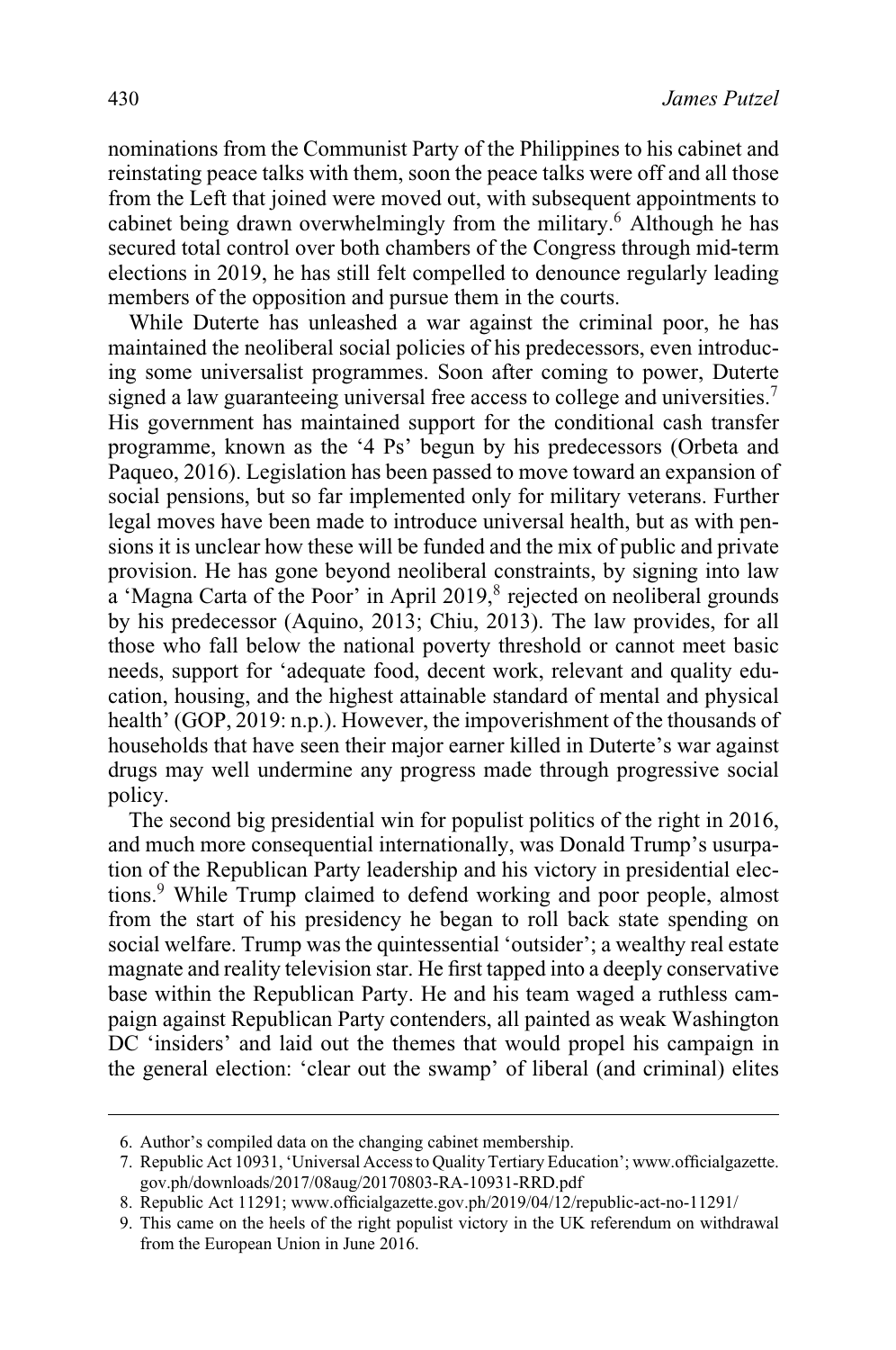nominations from the Communist Party of the Philippines to his cabinet and reinstating peace talks with them, soon the peace talks were off and all those from the Left that joined were moved out, with subsequent appointments to cabinet being drawn overwhelmingly from the military.[6] Although he has secured total control over both chambers of the Congress through mid-term elections in 2019, he has still felt compelled to denounce regularly leading members of the opposition and pursue them in the courts.

While Duterte has unleashed a war against the criminal poor, he has maintained the neoliberal social policies of his predecessors, even introducing some universalist programmes. Soon after coming to power, Duterte signed a law guaranteeing universal free access to college and universities.[7] His government has maintained support for the conditional cash transfer programme, known as the '4 Ps' begun by his predecessors (Orbeta and Paqueo, 2016). Legislation has been passed to move toward an expansion of social pensions, but so far implemented only for military veterans. Further legal moves have been made to introduce universal health, but as with pensions it is unclear how these will be funded and the mix of public and private provision. He has gone beyond neoliberal constraints, by signing into law a 'Magna Carta of the Poor' in April 2019,[8] rejected on neoliberal grounds by his predecessor (Aquino, 2013; Chiu, 2013). The law provides, for all those who fall below the national poverty threshold or cannot meet basic needs, support for 'adequate food, decent work, relevant and quality education, housing, and the highest attainable standard of mental and physical health' (GOP, 2019: n.p.). However, the impoverishment of the thousands of households that have seen their major earner killed in Duterte's war against drugs may well undermine any progress made through progressive social policy.

The second big presidential win for populist politics of the right in 2016, and much more consequential internationally, was Donald Trump's usurpation of the Republican Party leadership and his victory in presidential elections.[9] While Trump claimed to defend working and poor people, almost from the start of his presidency he began to roll back state spending on social welfare. Trump was the quintessential 'outsider'; a wealthy real estate magnate and reality television star. He first tapped into a deeply conservative base within the Republican Party. He and his team waged a ruthless campaign against Republican Party contenders, all painted as weak Washington DC 'insiders' and laid out the themes that would propel his campaign in the general election: 'clear out the swamp' of liberal (and criminal) elites

6. Author's compiled data on the changing cabinet membership.
7. Republic Act 10931, 'Universal Access to Quality Tertiary Education'; www.officialgazette.gov.ph/downloads/2017/08aug/20170803-RA-10931-RRD.pdf
8. Republic Act 11291; www.officialgazette.gov.ph/2019/04/12/republic-act-no-11291/
9. This came on the heels of the right populist victory in the UK referendum on withdrawal from the European Union in June 2016.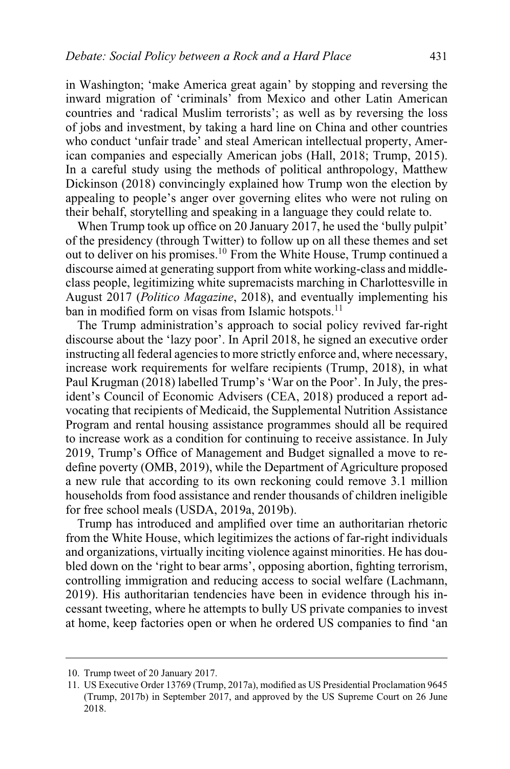in Washington; 'make America great again' by stopping and reversing the inward migration of 'criminals' from Mexico and other Latin American countries and 'radical Muslim terrorists'; as well as by reversing the loss of jobs and investment, by taking a hard line on China and other countries who conduct 'unfair trade' and steal American intellectual property, American companies and especially American jobs (Hall, 2018; Trump, 2015). In a careful study using the methods of political anthropology, Matthew Dickinson (2018) convincingly explained how Trump won the election by appealing to people's anger over governing elites who were not ruling on their behalf, storytelling and speaking in a language they could relate to.

When Trump took up office on 20 January 2017, he used the 'bully pulpit' of the presidency (through Twitter) to follow up on all these themes and set out to deliver on his promises.[10] From the White House, Trump continued a discourse aimed at generating support from white working-class and middle-class people, legitimizing white supremacists marching in Charlottesville in August 2017 (*Politico Magazine*, 2018), and eventually implementing his ban in modified form on visas from Islamic hotspots.[11]

The Trump administration's approach to social policy revived far-right discourse about the 'lazy poor'. In April 2018, he signed an executive order instructing all federal agencies to more strictly enforce and, where necessary, increase work requirements for welfare recipients (Trump, 2018), in what Paul Krugman (2018) labelled Trump's 'War on the Poor'. In July, the president's Council of Economic Advisers (CEA, 2018) produced a report advocating that recipients of Medicaid, the Supplemental Nutrition Assistance Program and rental housing assistance programmes should all be required to increase work as a condition for continuing to receive assistance. In July 2019, Trump's Office of Management and Budget signalled a move to redefine poverty (OMB, 2019), while the Department of Agriculture proposed a new rule that according to its own reckoning could remove 3.1 million households from food assistance and render thousands of children ineligible for free school meals (USDA, 2019a, 2019b).

Trump has introduced and amplified over time an authoritarian rhetoric from the White House, which legitimizes the actions of far-right individuals and organizations, virtually inciting violence against minorities. He has doubled down on the 'right to bear arms', opposing abortion, fighting terrorism, controlling immigration and reducing access to social welfare (Lachmann, 2019). His authoritarian tendencies have been in evidence through his incessant tweeting, where he attempts to bully US private companies to invest at home, keep factories open or when he ordered US companies to find 'an

10. Trump tweet of 20 January 2017.
11. US Executive Order 13769 (Trump, 2017a), modified as US Presidential Proclamation 9645 (Trump, 2017b) in September 2017, and approved by the US Supreme Court on 26 June 2018.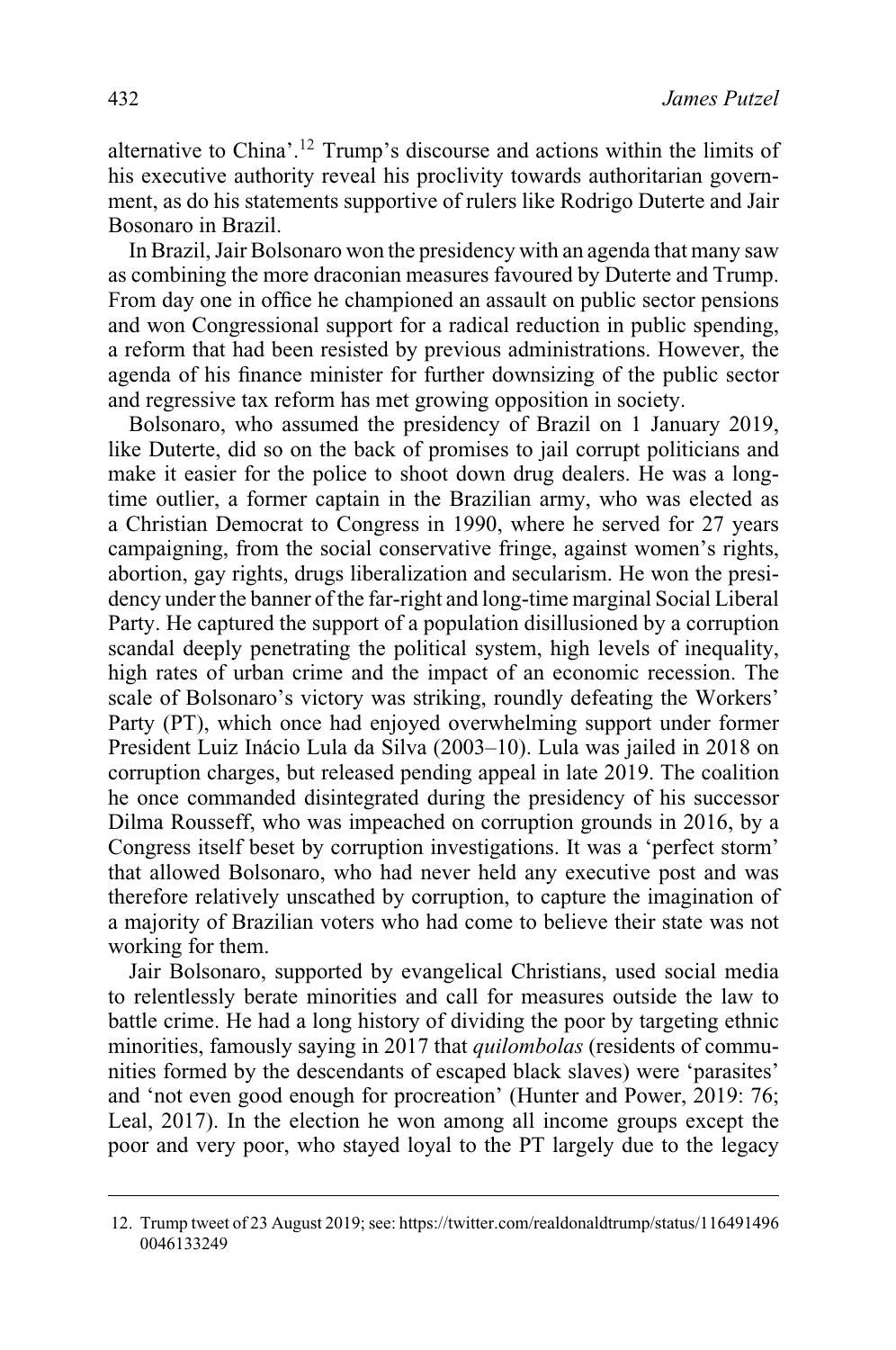alternative to China'.[12] Trump's discourse and actions within the limits of his executive authority reveal his proclivity towards authoritarian government, as do his statements supportive of rulers like Rodrigo Duterte and Jair Bosonaro in Brazil.

In Brazil, Jair Bolsonaro won the presidency with an agenda that many saw as combining the more draconian measures favoured by Duterte and Trump. From day one in office he championed an assault on public sector pensions and won Congressional support for a radical reduction in public spending, a reform that had been resisted by previous administrations. However, the agenda of his finance minister for further downsizing of the public sector and regressive tax reform has met growing opposition in society.

Bolsonaro, who assumed the presidency of Brazil on 1 January 2019, like Duterte, did so on the back of promises to jail corrupt politicians and make it easier for the police to shoot down drug dealers. He was a long-time outlier, a former captain in the Brazilian army, who was elected as a Christian Democrat to Congress in 1990, where he served for 27 years campaigning, from the social conservative fringe, against women's rights, abortion, gay rights, drugs liberalization and secularism. He won the presidency under the banner of the far-right and long-time marginal Social Liberal Party. He captured the support of a population disillusioned by a corruption scandal deeply penetrating the political system, high levels of inequality, high rates of urban crime and the impact of an economic recession. The scale of Bolsonaro's victory was striking, roundly defeating the Workers' Party (PT), which once had enjoyed overwhelming support under former President Luiz Inácio Lula da Silva (2003–10). Lula was jailed in 2018 on corruption charges, but released pending appeal in late 2019. The coalition he once commanded disintegrated during the presidency of his successor Dilma Rousseff, who was impeached on corruption grounds in 2016, by a Congress itself beset by corruption investigations. It was a 'perfect storm' that allowed Bolsonaro, who had never held any executive post and was therefore relatively unscathed by corruption, to capture the imagination of a majority of Brazilian voters who had come to believe their state was not working for them.

Jair Bolsonaro, supported by evangelical Christians, used social media to relentlessly berate minorities and call for measures outside the law to battle crime. He had a long history of dividing the poor by targeting ethnic minorities, famously saying in 2017 that *quilombolas* (residents of communities formed by the descendants of escaped black slaves) were 'parasites' and 'not even good enough for procreation' (Hunter and Power, 2019: 76; Leal, 2017). In the election he won among all income groups except the poor and very poor, who stayed loyal to the PT largely due to the legacy

---

12. Trump tweet of 23 August 2019; see: https://twitter.com/realdonaldtrump/status/1164914960046133249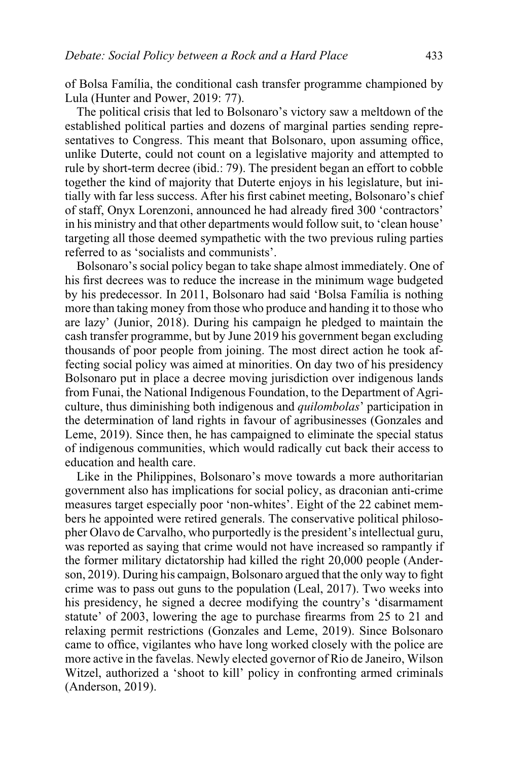of Bolsa Família, the conditional cash transfer programme championed by Lula (Hunter and Power, 2019: 77).

The political crisis that led to Bolsonaro's victory saw a meltdown of the established political parties and dozens of marginal parties sending representatives to Congress. This meant that Bolsonaro, upon assuming office, unlike Duterte, could not count on a legislative majority and attempted to rule by short-term decree (ibid.: 79). The president began an effort to cobble together the kind of majority that Duterte enjoys in his legislature, but initially with far less success. After his first cabinet meeting, Bolsonaro's chief of staff, Onyx Lorenzoni, announced he had already fired 300 'contractors' in his ministry and that other departments would follow suit, to 'clean house' targeting all those deemed sympathetic with the two previous ruling parties referred to as 'socialists and communists'.

Bolsonaro's social policy began to take shape almost immediately. One of his first decrees was to reduce the increase in the minimum wage budgeted by his predecessor. In 2011, Bolsonaro had said 'Bolsa Família is nothing more than taking money from those who produce and handing it to those who are lazy' (Junior, 2018). During his campaign he pledged to maintain the cash transfer programme, but by June 2019 his government began excluding thousands of poor people from joining. The most direct action he took affecting social policy was aimed at minorities. On day two of his presidency Bolsonaro put in place a decree moving jurisdiction over indigenous lands from Funai, the National Indigenous Foundation, to the Department of Agriculture, thus diminishing both indigenous and *quilombolas*' participation in the determination of land rights in favour of agribusinesses (Gonzales and Leme, 2019). Since then, he has campaigned to eliminate the special status of indigenous communities, which would radically cut back their access to education and health care.

Like in the Philippines, Bolsonaro's move towards a more authoritarian government also has implications for social policy, as draconian anti-crime measures target especially poor 'non-whites'. Eight of the 22 cabinet members he appointed were retired generals. The conservative political philosopher Olavo de Carvalho, who purportedly is the president's intellectual guru, was reported as saying that crime would not have increased so rampantly if the former military dictatorship had killed the right 20,000 people (Anderson, 2019). During his campaign, Bolsonaro argued that the only way to fight crime was to pass out guns to the population (Leal, 2017). Two weeks into his presidency, he signed a decree modifying the country's 'disarmament statute' of 2003, lowering the age to purchase firearms from 25 to 21 and relaxing permit restrictions (Gonzales and Leme, 2019). Since Bolsonaro came to office, vigilantes who have long worked closely with the police are more active in the favelas. Newly elected governor of Rio de Janeiro, Wilson Witzel, authorized a 'shoot to kill' policy in confronting armed criminals (Anderson, 2019).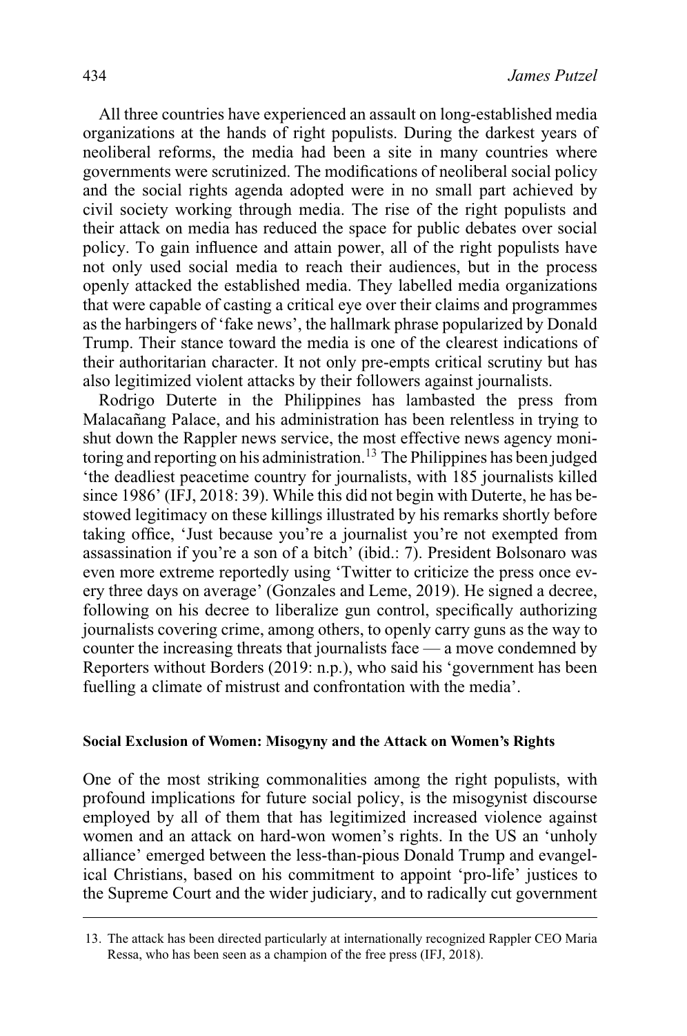All three countries have experienced an assault on long-established media organizations at the hands of right populists. During the darkest years of neoliberal reforms, the media had been a site in many countries where governments were scrutinized. The modifications of neoliberal social policy and the social rights agenda adopted were in no small part achieved by civil society working through media. The rise of the right populists and their attack on media has reduced the space for public debates over social policy. To gain influence and attain power, all of the right populists have not only used social media to reach their audiences, but in the process openly attacked the established media. They labelled media organizations that were capable of casting a critical eye over their claims and programmes as the harbingers of 'fake news', the hallmark phrase popularized by Donald Trump. Their stance toward the media is one of the clearest indications of their authoritarian character. It not only pre-empts critical scrutiny but has also legitimized violent attacks by their followers against journalists.

Rodrigo Duterte in the Philippines has lambasted the press from Malacañang Palace, and his administration has been relentless in trying to shut down the Rappler news service, the most effective news agency monitoring and reporting on his administration.[13] The Philippines has been judged 'the deadliest peacetime country for journalists, with 185 journalists killed since 1986' (IFJ, 2018: 39). While this did not begin with Duterte, he has bestowed legitimacy on these killings illustrated by his remarks shortly before taking office, 'Just because you're a journalist you're not exempted from assassination if you're a son of a bitch' (ibid.: 7). President Bolsonaro was even more extreme reportedly using 'Twitter to criticize the press once every three days on average' (Gonzales and Leme, 2019). He signed a decree, following on his decree to liberalize gun control, specifically authorizing journalists covering crime, among others, to openly carry guns as the way to counter the increasing threats that journalists face — a move condemned by Reporters without Borders (2019: n.p.), who said his 'government has been fuelling a climate of mistrust and confrontation with the media'.

#### Social Exclusion of Women: Misogyny and the Attack on Women's Rights

One of the most striking commonalities among the right populists, with profound implications for future social policy, is the misogynist discourse employed by all of them that has legitimized increased violence against women and an attack on hard-won women's rights. In the US an 'unholy alliance' emerged between the less-than-pious Donald Trump and evangelical Christians, based on his commitment to appoint 'pro-life' justices to the Supreme Court and the wider judiciary, and to radically cut government

13. The attack has been directed particularly at internationally recognized Rappler CEO Maria Ressa, who has been seen as a champion of the free press (IFJ, 2018).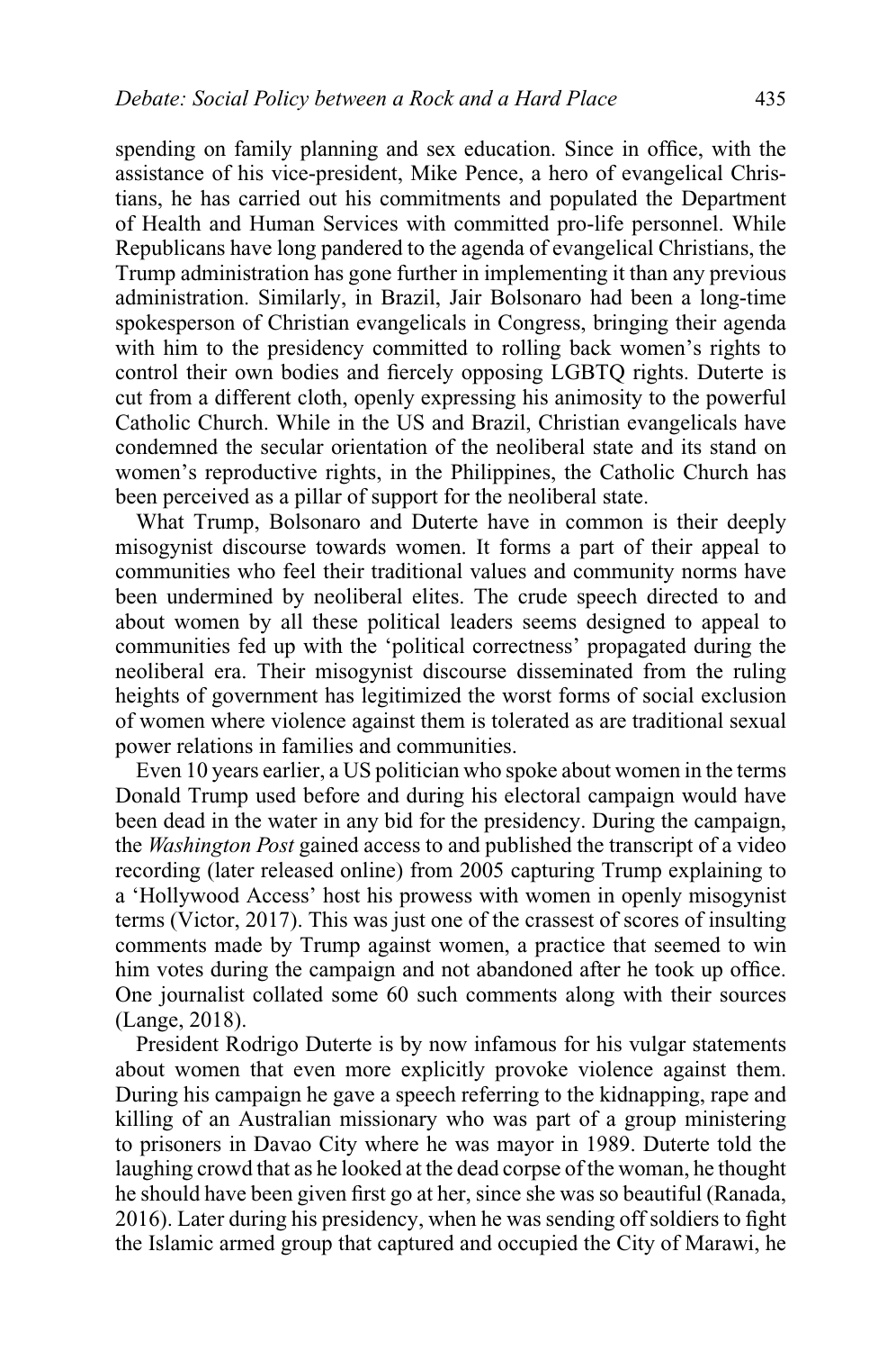spending on family planning and sex education. Since in office, with the assistance of his vice-president, Mike Pence, a hero of evangelical Christians, he has carried out his commitments and populated the Department of Health and Human Services with committed pro-life personnel. While Republicans have long pandered to the agenda of evangelical Christians, the Trump administration has gone further in implementing it than any previous administration. Similarly, in Brazil, Jair Bolsonaro had been a long-time spokesperson of Christian evangelicals in Congress, bringing their agenda with him to the presidency committed to rolling back women's rights to control their own bodies and fiercely opposing LGBTQ rights. Duterte is cut from a different cloth, openly expressing his animosity to the powerful Catholic Church. While in the US and Brazil, Christian evangelicals have condemned the secular orientation of the neoliberal state and its stand on women's reproductive rights, in the Philippines, the Catholic Church has been perceived as a pillar of support for the neoliberal state.

What Trump, Bolsonaro and Duterte have in common is their deeply misogynist discourse towards women. It forms a part of their appeal to communities who feel their traditional values and community norms have been undermined by neoliberal elites. The crude speech directed to and about women by all these political leaders seems designed to appeal to communities fed up with the 'political correctness' propagated during the neoliberal era. Their misogynist discourse disseminated from the ruling heights of government has legitimized the worst forms of social exclusion of women where violence against them is tolerated as are traditional sexual power relations in families and communities.

Even 10 years earlier, a US politician who spoke about women in the terms Donald Trump used before and during his electoral campaign would have been dead in the water in any bid for the presidency. During the campaign, the *Washington Post* gained access to and published the transcript of a video recording (later released online) from 2005 capturing Trump explaining to a 'Hollywood Access' host his prowess with women in openly misogynist terms (Victor, 2017). This was just one of the crassest of scores of insulting comments made by Trump against women, a practice that seemed to win him votes during the campaign and not abandoned after he took up office. One journalist collated some 60 such comments along with their sources (Lange, 2018).

President Rodrigo Duterte is by now infamous for his vulgar statements about women that even more explicitly provoke violence against them. During his campaign he gave a speech referring to the kidnapping, rape and killing of an Australian missionary who was part of a group ministering to prisoners in Davao City where he was mayor in 1989. Duterte told the laughing crowd that as he looked at the dead corpse of the woman, he thought he should have been given first go at her, since she was so beautiful (Ranada, 2016). Later during his presidency, when he was sending off soldiers to fight the Islamic armed group that captured and occupied the City of Marawi, he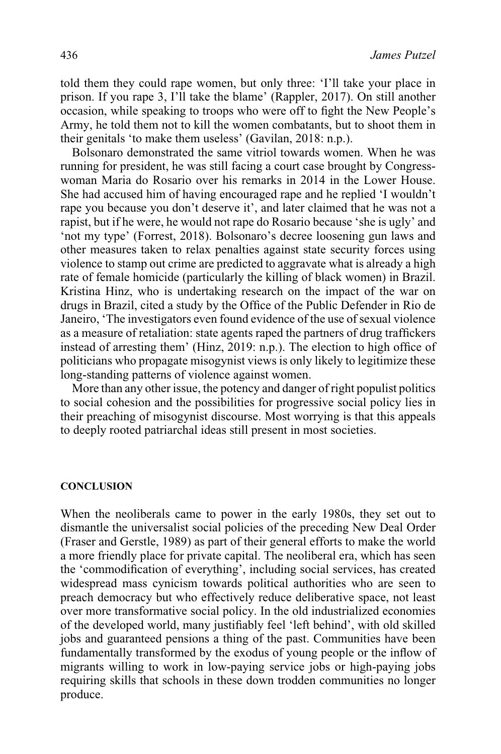told them they could rape women, but only three: 'I'll take your place in prison. If you rape 3, I'll take the blame' (Rappler, 2017). On still another occasion, while speaking to troops who were off to fight the New People's Army, he told them not to kill the women combatants, but to shoot them in their genitals 'to make them useless' (Gavilan, 2018: n.p.).

Bolsonaro demonstrated the same vitriol towards women. When he was running for president, he was still facing a court case brought by Congresswoman Maria do Rosario over his remarks in 2014 in the Lower House. She had accused him of having encouraged rape and he replied 'I wouldn't rape you because you don't deserve it', and later claimed that he was not a rapist, but if he were, he would not rape do Rosario because 'she is ugly' and 'not my type' (Forrest, 2018). Bolsonaro's decree loosening gun laws and other measures taken to relax penalties against state security forces using violence to stamp out crime are predicted to aggravate what is already a high rate of female homicide (particularly the killing of black women) in Brazil. Kristina Hinz, who is undertaking research on the impact of the war on drugs in Brazil, cited a study by the Office of the Public Defender in Rio de Janeiro, 'The investigators even found evidence of the use of sexual violence as a measure of retaliation: state agents raped the partners of drug traffickers instead of arresting them' (Hinz, 2019: n.p.). The election to high office of politicians who propagate misogynist views is only likely to legitimize these long-standing patterns of violence against women.

More than any other issue, the potency and danger of right populist politics to social cohesion and the possibilities for progressive social policy lies in their preaching of misogynist discourse. Most worrying is that this appeals to deeply rooted patriarchal ideas still present in most societies.

## CONCLUSION

When the neoliberals came to power in the early 1980s, they set out to dismantle the universalist social policies of the preceding New Deal Order (Fraser and Gerstle, 1989) as part of their general efforts to make the world a more friendly place for private capital. The neoliberal era, which has seen the 'commodification of everything', including social services, has created widespread mass cynicism towards political authorities who are seen to preach democracy but who effectively reduce deliberative space, not least over more transformative social policy. In the old industrialized economies of the developed world, many justifiably feel 'left behind', with old skilled jobs and guaranteed pensions a thing of the past. Communities have been fundamentally transformed by the exodus of young people or the inflow of migrants willing to work in low-paying service jobs or high-paying jobs requiring skills that schools in these down trodden communities no longer produce.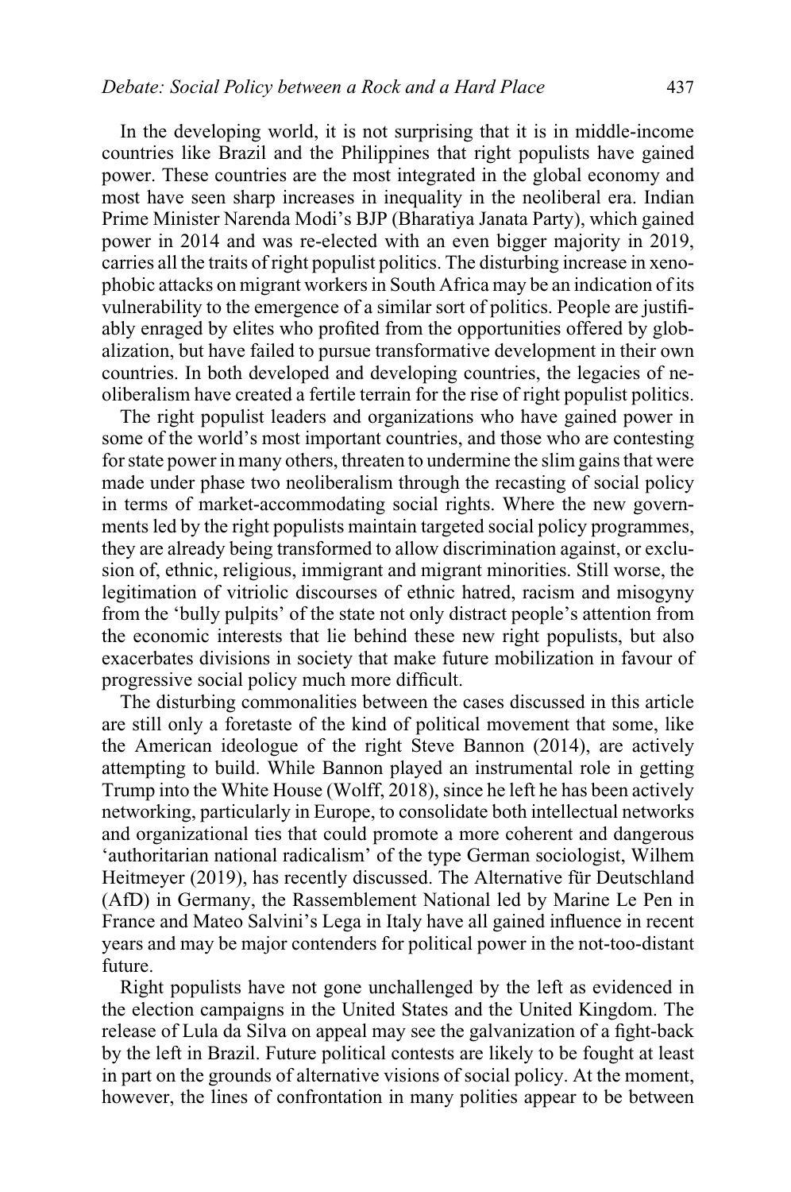In the developing world, it is not surprising that it is in middle-income countries like Brazil and the Philippines that right populists have gained power. These countries are the most integrated in the global economy and most have seen sharp increases in inequality in the neoliberal era. Indian Prime Minister Narenda Modi's BJP (Bharatiya Janata Party), which gained power in 2014 and was re-elected with an even bigger majority in 2019, carries all the traits of right populist politics. The disturbing increase in xenophobic attacks on migrant workers in South Africa may be an indication of its vulnerability to the emergence of a similar sort of politics. People are justifiably enraged by elites who profited from the opportunities offered by globalization, but have failed to pursue transformative development in their own countries. In both developed and developing countries, the legacies of neoliberalism have created a fertile terrain for the rise of right populist politics.

The right populist leaders and organizations who have gained power in some of the world's most important countries, and those who are contesting for state power in many others, threaten to undermine the slim gains that were made under phase two neoliberalism through the recasting of social policy in terms of market-accommodating social rights. Where the new governments led by the right populists maintain targeted social policy programmes, they are already being transformed to allow discrimination against, or exclusion of, ethnic, religious, immigrant and migrant minorities. Still worse, the legitimation of vitriolic discourses of ethnic hatred, racism and misogyny from the 'bully pulpits' of the state not only distract people's attention from the economic interests that lie behind these new right populists, but also exacerbates divisions in society that make future mobilization in favour of progressive social policy much more difficult.

The disturbing commonalities between the cases discussed in this article are still only a foretaste of the kind of political movement that some, like the American ideologue of the right Steve Bannon (2014), are actively attempting to build. While Bannon played an instrumental role in getting Trump into the White House (Wolff, 2018), since he left he has been actively networking, particularly in Europe, to consolidate both intellectual networks and organizational ties that could promote a more coherent and dangerous 'authoritarian national radicalism' of the type German sociologist, Wilhem Heitmeyer (2019), has recently discussed. The Alternative für Deutschland (AfD) in Germany, the Rassemblement National led by Marine Le Pen in France and Mateo Salvini's Lega in Italy have all gained influence in recent years and may be major contenders for political power in the not-too-distant future.

Right populists have not gone unchallenged by the left as evidenced in the election campaigns in the United States and the United Kingdom. The release of Lula da Silva on appeal may see the galvanization of a fight-back by the left in Brazil. Future political contests are likely to be fought at least in part on the grounds of alternative visions of social policy. At the moment, however, the lines of confrontation in many polities appear to be between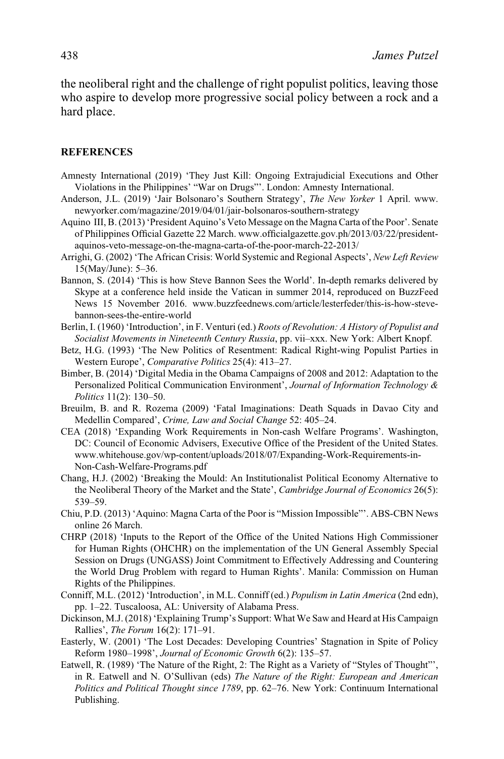the neoliberal right and the challenge of right populist politics, leaving those who aspire to develop more progressive social policy between a rock and a hard place.

## REFERENCES

Amnesty International (2019) 'They Just Kill: Ongoing Extrajudicial Executions and Other Violations in the Philippines' "War on Drugs"'. London: Amnesty International.

Anderson, J.L. (2019) 'Jair Bolsonaro's Southern Strategy', *The New Yorker* 1 April. www.newyorker.com/magazine/2019/04/01/jair-bolsonaros-southern-strategy

Aquino III, B. (2013) 'President Aquino's Veto Message on the Magna Carta of the Poor'. Senate of Philippines Official Gazette 22 March. www.officialgazette.gov.ph/2013/03/22/president-aquinos-veto-message-on-the-magna-carta-of-the-poor-march-22-2013/

Arrighi, G. (2002) 'The African Crisis: World Systemic and Regional Aspects', *New Left Review* 15(May/June): 5–36.

Bannon, S. (2014) 'This is how Steve Bannon Sees the World'. In-depth remarks delivered by Skype at a conference held inside the Vatican in summer 2014, reproduced on BuzzFeed News 15 November 2016. www.buzzfeednews.com/article/lesterfeder/this-is-how-steve-bannon-sees-the-entire-world

Berlin, I. (1960) 'Introduction', in F. Venturi (ed.) *Roots of Revolution: A History of Populist and Socialist Movements in Nineteenth Century Russia*, pp. vii–xxx. New York: Albert Knopf.

Betz, H.G. (1993) 'The New Politics of Resentment: Radical Right-wing Populist Parties in Western Europe', *Comparative Politics* 25(4): 413–27.

Bimber, B. (2014) 'Digital Media in the Obama Campaigns of 2008 and 2012: Adaptation to the Personalized Political Communication Environment', *Journal of Information Technology & Politics* 11(2): 130–50.

Breuilm, B. and R. Rozema (2009) 'Fatal Imaginations: Death Squads in Davao City and Medellin Compared', *Crime, Law and Social Change* 52: 405–24.

CEA (2018) 'Expanding Work Requirements in Non-cash Welfare Programs'. Washington, DC: Council of Economic Advisers, Executive Office of the President of the United States. www.whitehouse.gov/wp-content/uploads/2018/07/Expanding-Work-Requirements-in-Non-Cash-Welfare-Programs.pdf

Chang, H.J. (2002) 'Breaking the Mould: An Institutionalist Political Economy Alternative to the Neoliberal Theory of the Market and the State', *Cambridge Journal of Economics* 26(5): 539–59.

Chiu, P.D. (2013) 'Aquino: Magna Carta of the Poor is "Mission Impossible"'. ABS-CBN News online 26 March.

CHRP (2018) 'Inputs to the Report of the Office of the United Nations High Commissioner for Human Rights (OHCHR) on the implementation of the UN General Assembly Special Session on Drugs (UNGASS) Joint Commitment to Effectively Addressing and Countering the World Drug Problem with regard to Human Rights'. Manila: Commission on Human Rights of the Philippines.

Conniff, M.L. (2012) 'Introduction', in M.L. Conniff (ed.) *Populism in Latin America* (2nd edn), pp. 1–22. Tuscaloosa, AL: University of Alabama Press.

Dickinson, M.J. (2018) 'Explaining Trump's Support: What We Saw and Heard at His Campaign Rallies', *The Forum* 16(2): 171–91.

Easterly, W. (2001) 'The Lost Decades: Developing Countries' Stagnation in Spite of Policy Reform 1980–1998', *Journal of Economic Growth* 6(2): 135–57.

Eatwell, R. (1989) 'The Nature of the Right, 2: The Right as a Variety of "Styles of Thought"', in R. Eatwell and N. O'Sullivan (eds) *The Nature of the Right: European and American Politics and Political Thought since 1789*, pp. 62–76. New York: Continuum International Publishing.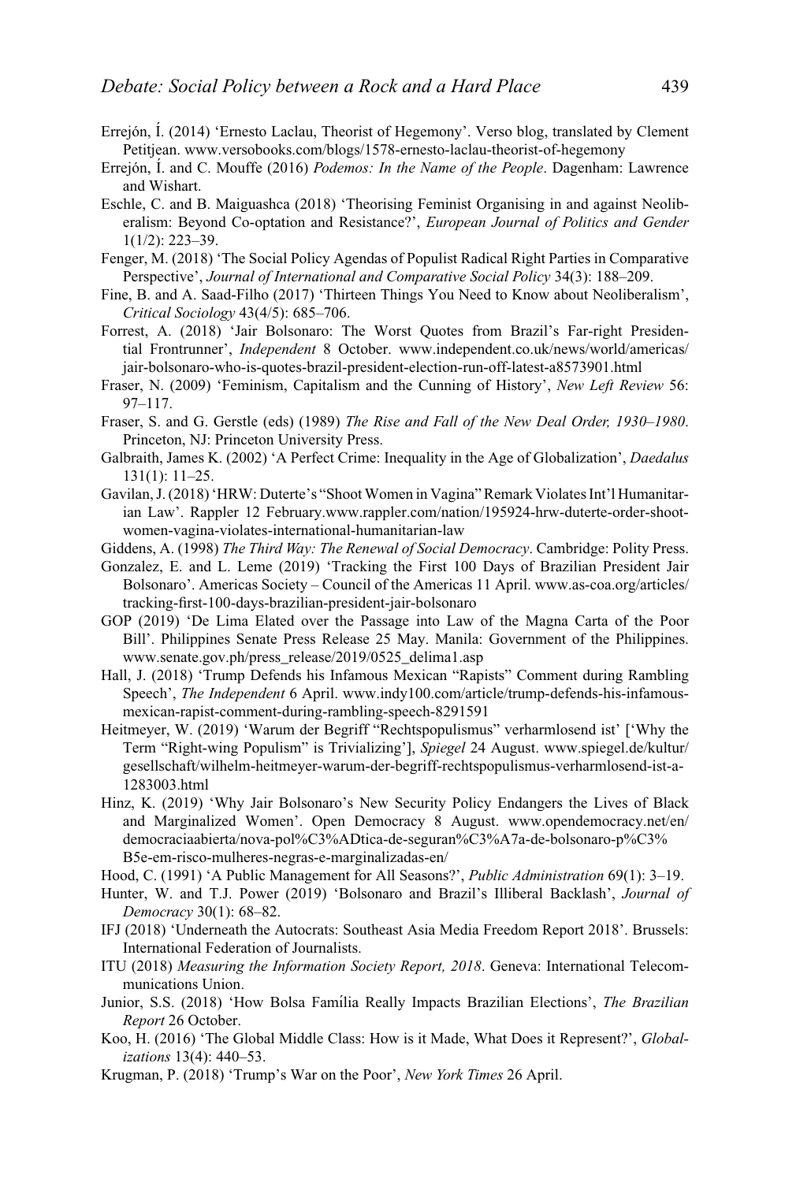Errejón, Í. (2014) 'Ernesto Laclau, Theorist of Hegemony'. Verso blog, translated by Clement Petitjean. www.versobooks.com/blogs/1578-ernesto-laclau-theorist-of-hegemony

Errejón, Í. and C. Mouffe (2016) *Podemos: In the Name of the People*. Dagenham: Lawrence and Wishart.

Eschle, C. and B. Maiguashca (2018) 'Theorising Feminist Organising in and against Neoliberalism: Beyond Co-optation and Resistance?', *European Journal of Politics and Gender* 1(1/2): 223–39.

Fenger, M. (2018) 'The Social Policy Agendas of Populist Radical Right Parties in Comparative Perspective', *Journal of International and Comparative Social Policy* 34(3): 188–209.

Fine, B. and A. Saad-Filho (2017) 'Thirteen Things You Need to Know about Neoliberalism', *Critical Sociology* 43(4/5): 685–706.

Forrest, A. (2018) 'Jair Bolsonaro: The Worst Quotes from Brazil's Far-right Presidential Frontrunner', *Independent* 8 October. www.independent.co.uk/news/world/americas/jair-bolsonaro-who-is-quotes-brazil-president-election-run-off-latest-a8573901.html

Fraser, N. (2009) 'Feminism, Capitalism and the Cunning of History', *New Left Review* 56: 97–117.

Fraser, S. and G. Gerstle (eds) (1989) *The Rise and Fall of the New Deal Order, 1930–1980*. Princeton, NJ: Princeton University Press.

Galbraith, James K. (2002) 'A Perfect Crime: Inequality in the Age of Globalization', *Daedalus* 131(1): 11–25.

Gavilan, J. (2018) 'HRW: Duterte's "Shoot Women in Vagina" Remark Violates Int'l Humanitarian Law'. Rappler 12 February.www.rappler.com/nation/195924-hrw-duterte-order-shoot-women-vagina-violates-international-humanitarian-law

Giddens, A. (1998) *The Third Way: The Renewal of Social Democracy*. Cambridge: Polity Press.

Gonzalez, E. and L. Leme (2019) 'Tracking the First 100 Days of Brazilian President Jair Bolsonaro'. Americas Society – Council of the Americas 11 April. www.as-coa.org/articles/tracking-first-100-days-brazilian-president-jair-bolsonaro

GOP (2019) 'De Lima Elated over the Passage into Law of the Magna Carta of the Poor Bill'. Philippines Senate Press Release 25 May. Manila: Government of the Philippines. www.senate.gov.ph/press_release/2019/0525_delima1.asp

Hall, J. (2018) 'Trump Defends his Infamous Mexican "Rapists" Comment during Rambling Speech', *The Independent* 6 April. www.indy100.com/article/trump-defends-his-infamous-mexican-rapist-comment-during-rambling-speech-8291591

Heitmeyer, W. (2019) 'Warum der Begriff "Rechtspopulismus" verharmlosend ist' ['Why the Term "Right-wing Populism" is Trivializing'], *Spiegel* 24 August. www.spiegel.de/kultur/gesellschaft/wilhelm-heitmeyer-warum-der-begriff-rechtspopulismus-verharmlosend-ist-a-1283003.html

Hinz, K. (2019) 'Why Jair Bolsonaro's New Security Policy Endangers the Lives of Black and Marginalized Women'. Open Democracy 8 August. www.opendemocracy.net/en/democraciaabierta/nova-pol%C3%ADtica-de-seguran%C3%A7a-de-bolsonaro-p%C3%B5e-em-risco-mulheres-negras-e-marginalizadas-en/

Hood, C. (1991) 'A Public Management for All Seasons?', *Public Administration* 69(1): 3–19.

Hunter, W. and T.J. Power (2019) 'Bolsonaro and Brazil's Illiberal Backlash', *Journal of Democracy* 30(1): 68–82.

IFJ (2018) 'Underneath the Autocrats: Southeast Asia Media Freedom Report 2018'. Brussels: International Federation of Journalists.

ITU (2018) *Measuring the Information Society Report, 2018*. Geneva: International Telecommunications Union.

Junior, S.S. (2018) 'How Bolsa Família Really Impacts Brazilian Elections', *The Brazilian Report* 26 October.

Koo, H. (2016) 'The Global Middle Class: How is it Made, What Does it Represent?', *Globalizations* 13(4): 440–53.

Krugman, P. (2018) 'Trump's War on the Poor', *New York Times* 26 April.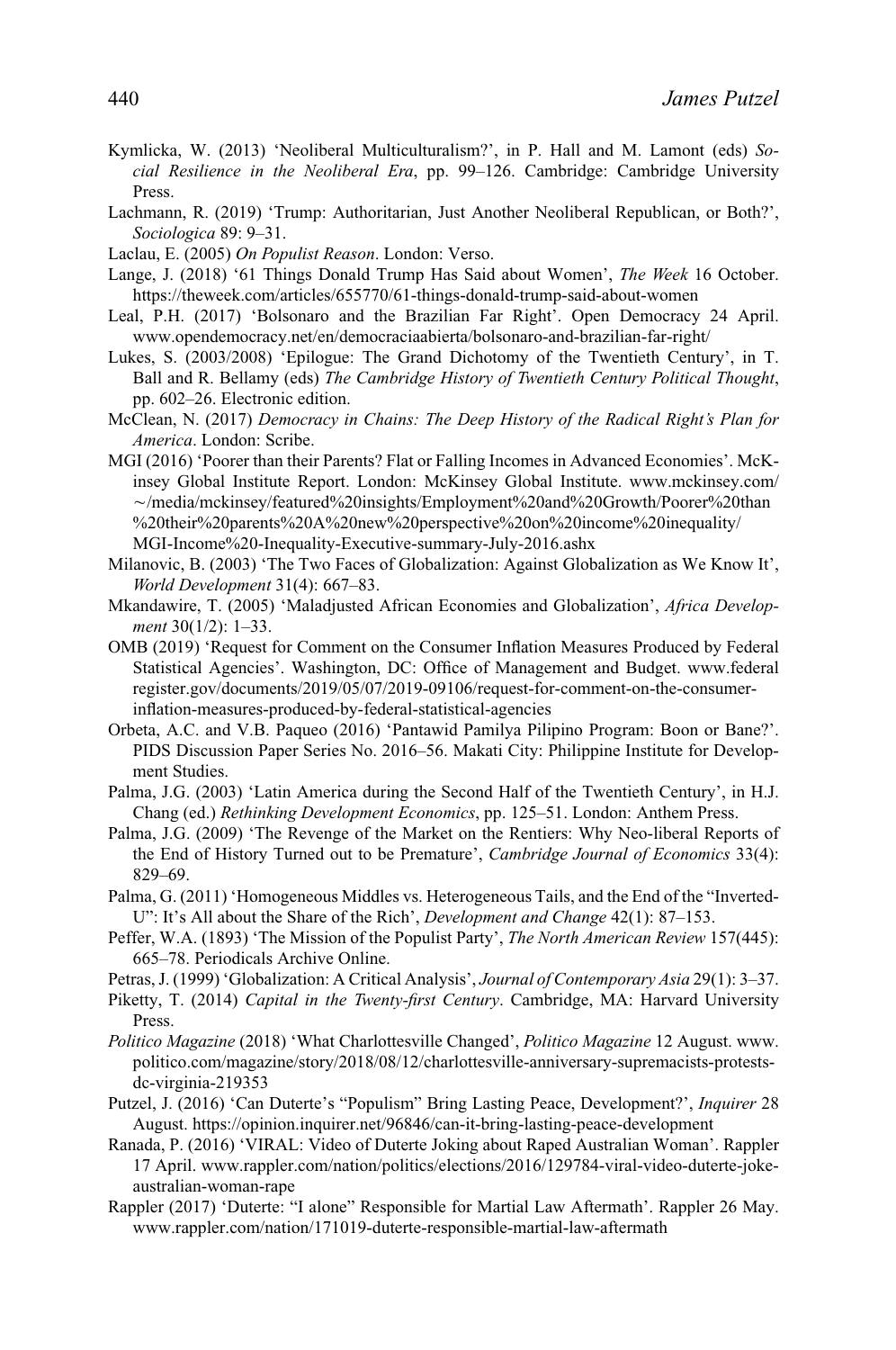Kymlicka, W. (2013) 'Neoliberal Multiculturalism?', in P. Hall and M. Lamont (eds) *Social Resilience in the Neoliberal Era*, pp. 99–126. Cambridge: Cambridge University Press.

Lachmann, R. (2019) 'Trump: Authoritarian, Just Another Neoliberal Republican, or Both?', *Sociologica* 89: 9–31.

Laclau, E. (2005) *On Populist Reason*. London: Verso.

Lange, J. (2018) '61 Things Donald Trump Has Said about Women', *The Week* 16 October. https://theweek.com/articles/655770/61-things-donald-trump-said-about-women

Leal, P.H. (2017) 'Bolsonaro and the Brazilian Far Right'. Open Democracy 24 April. www.opendemocracy.net/en/democraciaabierta/bolsonaro-and-brazilian-far-right/

Lukes, S. (2003/2008) 'Epilogue: The Grand Dichotomy of the Twentieth Century', in T. Ball and R. Bellamy (eds) *The Cambridge History of Twentieth Century Political Thought*, pp. 602–26. Electronic edition.

McClean, N. (2017) *Democracy in Chains: The Deep History of the Radical Right's Plan for America*. London: Scribe.

MGI (2016) 'Poorer than their Parents? Flat or Falling Incomes in Advanced Economies'. McKinsey Global Institute Report. London: McKinsey Global Institute. www.mckinsey.com/~/media/mckinsey/featured%20insights/Employment%20and%20Growth/Poorer%20than%20their%20parents%20A%20new%20perspective%20on%20income%20inequality/MGI-Income%20-Inequality-Executive-summary-July-2016.ashx

Milanovic, B. (2003) 'The Two Faces of Globalization: Against Globalization as We Know It', *World Development* 31(4): 667–83.

Mkandawire, T. (2005) 'Maladjusted African Economies and Globalization', *Africa Development* 30(1/2): 1–33.

OMB (2019) 'Request for Comment on the Consumer Inflation Measures Produced by Federal Statistical Agencies'. Washington, DC: Office of Management and Budget. www.federalregister.gov/documents/2019/05/07/2019-09106/request-for-comment-on-the-consumer-inflation-measures-produced-by-federal-statistical-agencies

Orbeta, A.C. and V.B. Paqueo (2016) 'Pantawid Pamilya Pilipino Program: Boon or Bane?'. PIDS Discussion Paper Series No. 2016–56. Makati City: Philippine Institute for Development Studies.

Palma, J.G. (2003) 'Latin America during the Second Half of the Twentieth Century', in H.J. Chang (ed.) *Rethinking Development Economics*, pp. 125–51. London: Anthem Press.

Palma, J.G. (2009) 'The Revenge of the Market on the Rentiers: Why Neo-liberal Reports of the End of History Turned out to be Premature', *Cambridge Journal of Economics* 33(4): 829–69.

Palma, G. (2011) 'Homogeneous Middles vs. Heterogeneous Tails, and the End of the "Inverted-U": It's All about the Share of the Rich', *Development and Change* 42(1): 87–153.

Peffer, W.A. (1893) 'The Mission of the Populist Party', *The North American Review* 157(445): 665–78. Periodicals Archive Online.

Petras, J. (1999) 'Globalization: A Critical Analysis', *Journal of Contemporary Asia* 29(1): 3–37.

Piketty, T. (2014) *Capital in the Twenty-first Century*. Cambridge, MA: Harvard University Press.

*Politico Magazine* (2018) 'What Charlottesville Changed', *Politico Magazine* 12 August. www.politico.com/magazine/story/2018/08/12/charlottesville-anniversary-supremacists-protests-dc-virginia-219353

Putzel, J. (2016) 'Can Duterte's "Populism" Bring Lasting Peace, Development?', *Inquirer* 28 August. https://opinion.inquirer.net/96846/can-it-bring-lasting-peace-development

Ranada, P. (2016) 'VIRAL: Video of Duterte Joking about Raped Australian Woman'. Rappler 17 April. www.rappler.com/nation/politics/elections/2016/129784-viral-video-duterte-joke-australian-woman-rape

Rappler (2017) 'Duterte: "I alone" Responsible for Martial Law Aftermath'. Rappler 26 May. www.rappler.com/nation/171019-duterte-responsible-martial-law-aftermath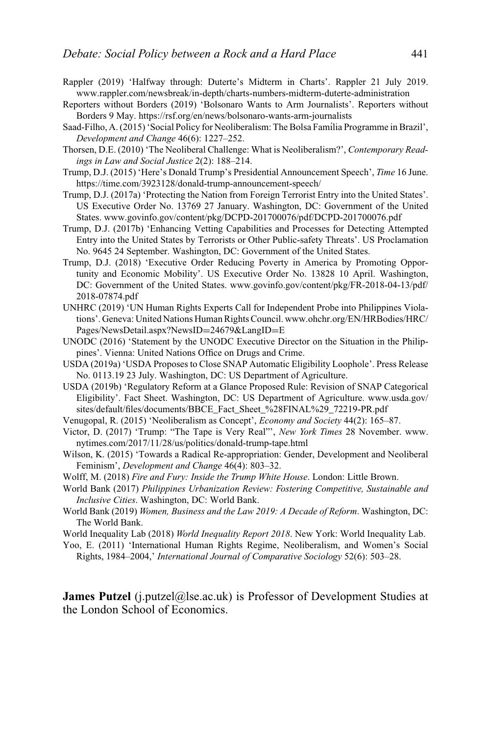Rappler (2019) 'Halfway through: Duterte's Midterm in Charts'. Rappler 21 July 2019. www.rappler.com/newsbreak/in-depth/charts-numbers-midterm-duterte-administration

Reporters without Borders (2019) 'Bolsonaro Wants to Arm Journalists'. Reporters without Borders 9 May. https://rsf.org/en/news/bolsonaro-wants-arm-journalists

Saad-Filho, A. (2015) 'Social Policy for Neoliberalism: The Bolsa Família Programme in Brazil', *Development and Change* 46(6): 1227–252.

Thorsen, D.E. (2010) 'The Neoliberal Challenge: What is Neoliberalism?', *Contemporary Readings in Law and Social Justice* 2(2): 188–214.

Trump, D.J. (2015) 'Here's Donald Trump's Presidential Announcement Speech', *Time* 16 June. https://time.com/3923128/donald-trump-announcement-speech/

Trump, D.J. (2017a) 'Protecting the Nation from Foreign Terrorist Entry into the United States'. US Executive Order No. 13769 27 January. Washington, DC: Government of the United States. www.govinfo.gov/content/pkg/DCPD-201700076/pdf/DCPD-201700076.pdf

Trump, D.J. (2017b) 'Enhancing Vetting Capabilities and Processes for Detecting Attempted Entry into the United States by Terrorists or Other Public-safety Threats'. US Proclamation No. 9645 24 September. Washington, DC: Government of the United States.

Trump, D.J. (2018) 'Executive Order Reducing Poverty in America by Promoting Opportunity and Economic Mobility'. US Executive Order No. 13828 10 April. Washington, DC: Government of the United States. www.govinfo.gov/content/pkg/FR-2018-04-13/pdf/2018-07874.pdf

UNHRC (2019) 'UN Human Rights Experts Call for Independent Probe into Philippines Violations'. Geneva: United Nations Human Rights Council. www.ohchr.org/EN/HRBodies/HRC/Pages/NewsDetail.aspx?NewsID=24679&LangID=E

UNODC (2016) 'Statement by the UNODC Executive Director on the Situation in the Philippines'. Vienna: United Nations Office on Drugs and Crime.

USDA (2019a) 'USDA Proposes to Close SNAP Automatic Eligibility Loophole'. Press Release No. 0113.19 23 July. Washington, DC: US Department of Agriculture.

USDA (2019b) 'Regulatory Reform at a Glance Proposed Rule: Revision of SNAP Categorical Eligibility'. Fact Sheet. Washington, DC: US Department of Agriculture. www.usda.gov/sites/default/files/documents/BBCE_Fact_Sheet_%28FINAL%29_72219-PR.pdf

Venugopal, R. (2015) 'Neoliberalism as Concept', *Economy and Society* 44(2): 165–87.

Victor, D. (2017) 'Trump: "The Tape is Very Real"', *New York Times* 28 November. www.nytimes.com/2017/11/28/us/politics/donald-trump-tape.html

Wilson, K. (2015) 'Towards a Radical Re-appropriation: Gender, Development and Neoliberal Feminism', *Development and Change* 46(4): 803–32.

Wolff, M. (2018) *Fire and Fury: Inside the Trump White House*. London: Little Brown.

World Bank (2017) *Philippines Urbanization Review: Fostering Competitive, Sustainable and Inclusive Cities*. Washington, DC: World Bank.

World Bank (2019) *Women, Business and the Law 2019: A Decade of Reform*. Washington, DC: The World Bank.

World Inequality Lab (2018) *World Inequality Report 2018*. New York: World Inequality Lab.

Yoo, E. (2011) 'International Human Rights Regime, Neoliberalism, and Women's Social Rights, 1984–2004,' *International Journal of Comparative Sociology* 52(6): 503–28.

**James Putzel** (j.putzel@lse.ac.uk) is Professor of Development Studies at the London School of Economics.